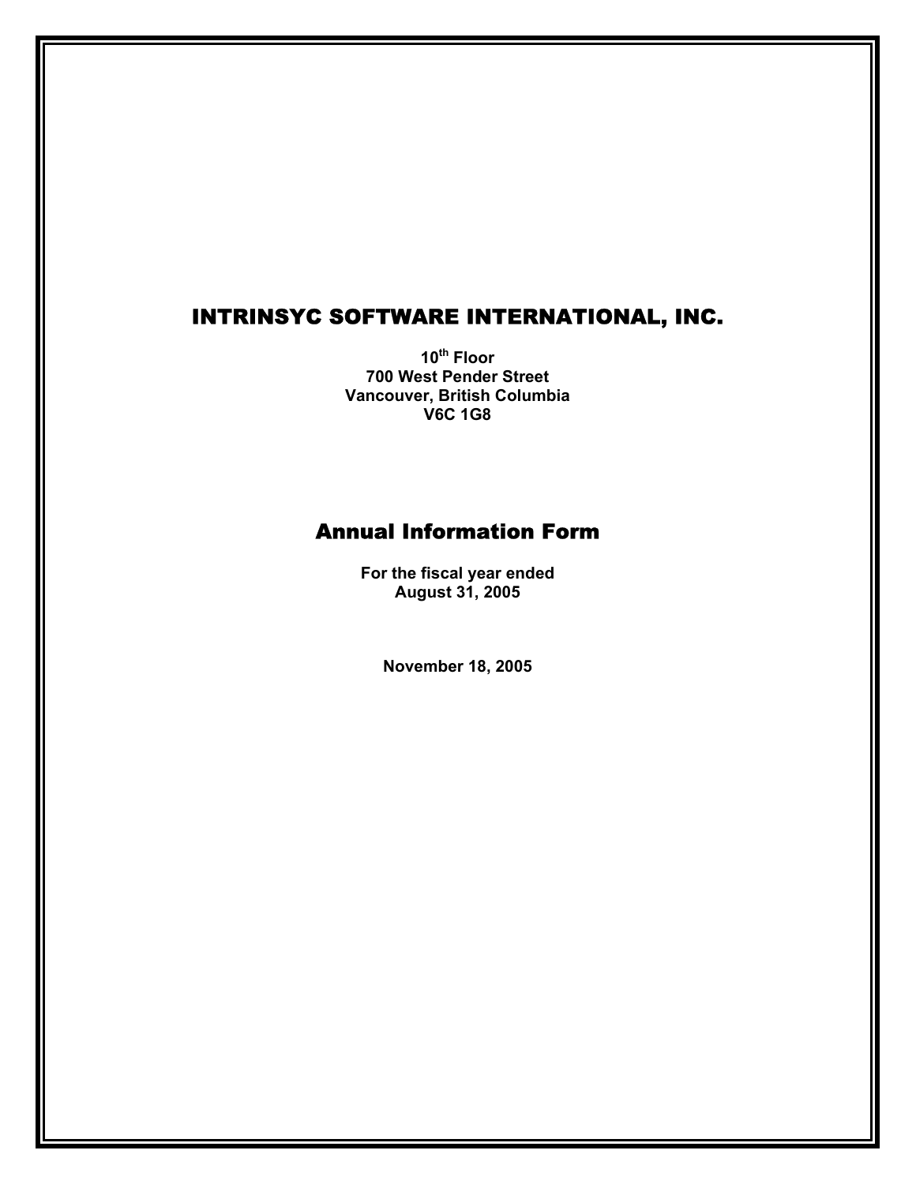# INTRINSYC SOFTWARE INTERNATIONAL, INC.

**10th Floor**
**700 West Pender Street**
**Vancouver, British Columbia**
**V6C 1G8**

## Annual Information Form

**For the fiscal year ended**
**August 31, 2005**

**November 18, 2005**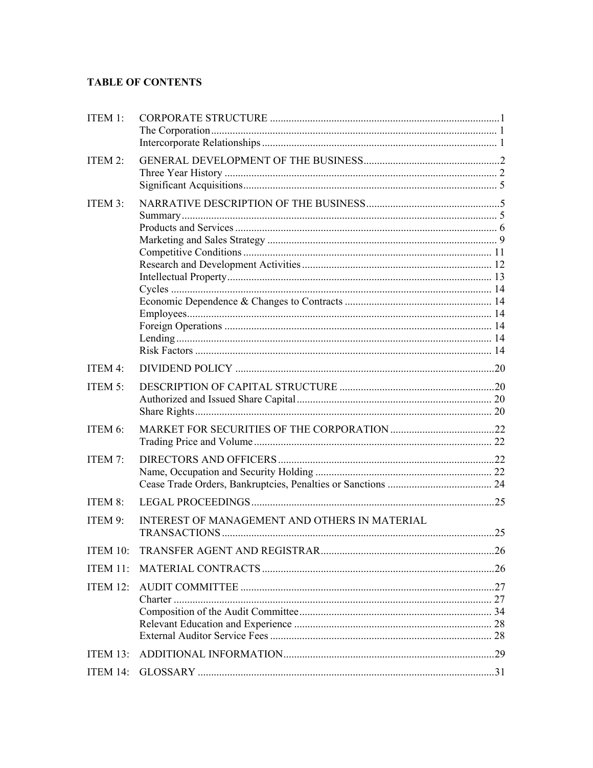**TABLE OF CONTENTS**

| | | |
|---|---|---|
| ITEM 1: | CORPORATE STRUCTURE | 1 |
| | The Corporation | 1 |
| | Intercorporate Relationships | 1 |
| ITEM 2: | GENERAL DEVELOPMENT OF THE BUSINESS | 2 |
| | Three Year History | 2 |
| | Significant Acquisitions | 5 |
| ITEM 3: | NARRATIVE DESCRIPTION OF THE BUSINESS | 5 |
| | Summary | 5 |
| | Products and Services | 6 |
| | Marketing and Sales Strategy | 9 |
| | Competitive Conditions | 11 |
| | Research and Development Activities | 12 |
| | Intellectual Property | 13 |
| | Cycles | 14 |
| | Economic Dependence & Changes to Contracts | 14 |
| | Employees | 14 |
| | Foreign Operations | 14 |
| | Lending | 14 |
| | Risk Factors | 14 |
| ITEM 4: | DIVIDEND POLICY | 20 |
| ITEM 5: | DESCRIPTION OF CAPITAL STRUCTURE | 20 |
| | Authorized and Issued Share Capital | 20 |
| | Share Rights | 20 |
| ITEM 6: | MARKET FOR SECURITIES OF THE CORPORATION | 22 |
| | Trading Price and Volume | 22 |
| ITEM 7: | DIRECTORS AND OFFICERS | 22 |
| | Name, Occupation and Security Holding | 22 |
| | Cease Trade Orders, Bankruptcies, Penalties or Sanctions | 24 |
| ITEM 8: | LEGAL PROCEEDINGS | 25 |
| ITEM 9: | INTEREST OF MANAGEMENT AND OTHERS IN MATERIAL TRANSACTIONS | 25 |
| ITEM 10: | TRANSFER AGENT AND REGISTRAR | 26 |
| ITEM 11: | MATERIAL CONTRACTS | 26 |
| ITEM 12: | AUDIT COMMITTEE | 27 |
| | Charter | 27 |
| | Composition of the Audit Committee | 34 |
| | Relevant Education and Experience | 28 |
| | External Auditor Service Fees | 28 |
| ITEM 13: | ADDITIONAL INFORMATION | 29 |
| ITEM 14: | GLOSSARY | 31 |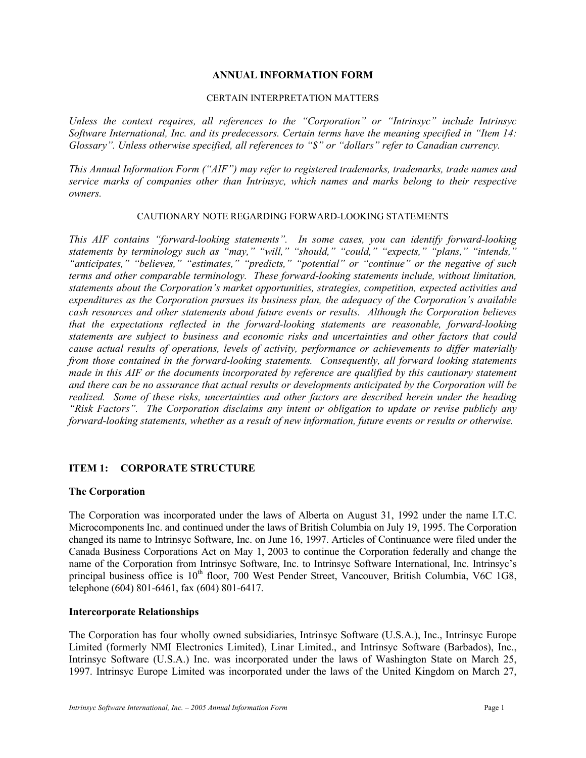# ANNUAL INFORMATION FORM

CERTAIN INTERPRETATION MATTERS

*Unless the context requires, all references to the "Corporation" or "Intrinsyc" include Intrinsyc Software International, Inc. and its predecessors. Certain terms have the meaning specified in "Item 14: Glossary". Unless otherwise specified, all references to "$" or "dollars" refer to Canadian currency.*

*This Annual Information Form ("AIF") may refer to registered trademarks, trademarks, trade names and service marks of companies other than Intrinsyc, which names and marks belong to their respective owners.*

CAUTIONARY NOTE REGARDING FORWARD-LOOKING STATEMENTS

*This AIF contains "forward-looking statements". In some cases, you can identify forward-looking statements by terminology such as "may," "will," "should," "could," "expects," "plans," "intends," "anticipates," "believes," "estimates," "predicts," "potential" or "continue" or the negative of such terms and other comparable terminology. These forward-looking statements include, without limitation, statements about the Corporation's market opportunities, strategies, competition, expected activities and expenditures as the Corporation pursues its business plan, the adequacy of the Corporation's available cash resources and other statements about future events or results. Although the Corporation believes that the expectations reflected in the forward-looking statements are reasonable, forward-looking statements are subject to business and economic risks and uncertainties and other factors that could cause actual results of operations, levels of activity, performance or achievements to differ materially from those contained in the forward-looking statements. Consequently, all forward looking statements made in this AIF or the documents incorporated by reference are qualified by this cautionary statement and there can be no assurance that actual results or developments anticipated by the Corporation will be realized. Some of these risks, uncertainties and other factors are described herein under the heading "Risk Factors". The Corporation disclaims any intent or obligation to update or revise publicly any forward-looking statements, whether as a result of new information, future events or results or otherwise.*

## ITEM 1: CORPORATE STRUCTURE

### The Corporation

The Corporation was incorporated under the laws of Alberta on August 31, 1992 under the name I.T.C. Microcomponents Inc. and continued under the laws of British Columbia on July 19, 1995. The Corporation changed its name to Intrinsyc Software, Inc. on June 16, 1997. Articles of Continuance were filed under the Canada Business Corporations Act on May 1, 2003 to continue the Corporation federally and change the name of the Corporation from Intrinsyc Software, Inc. to Intrinsyc Software International, Inc. Intrinsyc's principal business office is 10th floor, 700 West Pender Street, Vancouver, British Columbia, V6C 1G8, telephone (604) 801-6461, fax (604) 801-6417.

### Intercorporate Relationships

The Corporation has four wholly owned subsidiaries, Intrinsyc Software (U.S.A.), Inc., Intrinsyc Europe Limited (formerly NMI Electronics Limited), Linar Limited., and Intrinsyc Software (Barbados), Inc., Intrinsyc Software (U.S.A.) Inc. was incorporated under the laws of Washington State on March 25, 1997. Intrinsyc Europe Limited was incorporated under the laws of the United Kingdom on March 27,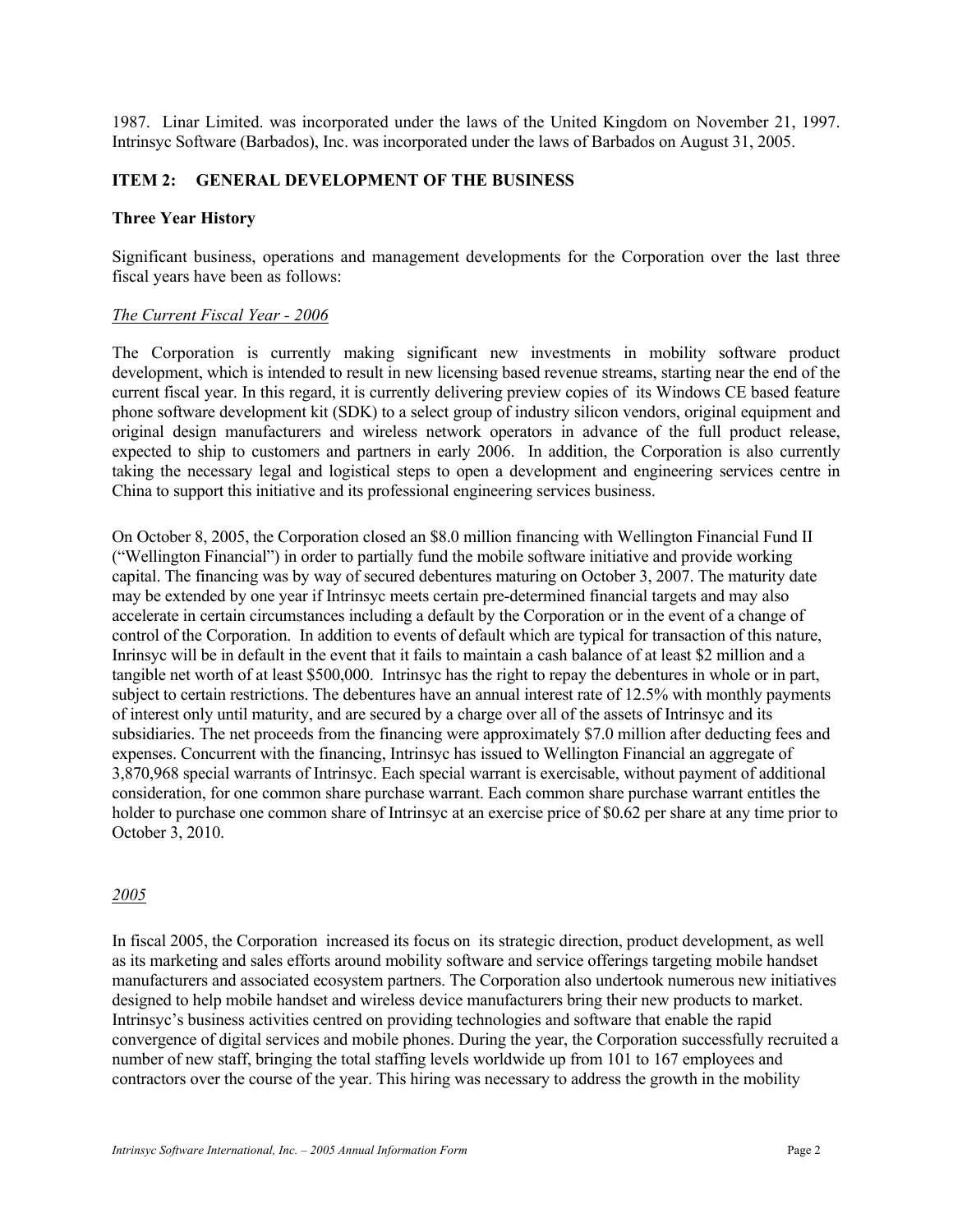1987. Linar Limited. was incorporated under the laws of the United Kingdom on November 21, 1997. Intrinsyc Software (Barbados), Inc. was incorporated under the laws of Barbados on August 31, 2005.

## ITEM 2: GENERAL DEVELOPMENT OF THE BUSINESS

### Three Year History

Significant business, operations and management developments for the Corporation over the last three fiscal years have been as follows:

*The Current Fiscal Year - 2006*

The Corporation is currently making significant new investments in mobility software product development, which is intended to result in new licensing based revenue streams, starting near the end of the current fiscal year. In this regard, it is currently delivering preview copies of its Windows CE based feature phone software development kit (SDK) to a select group of industry silicon vendors, original equipment and original design manufacturers and wireless network operators in advance of the full product release, expected to ship to customers and partners in early 2006. In addition, the Corporation is also currently taking the necessary legal and logistical steps to open a development and engineering services centre in China to support this initiative and its professional engineering services business.

On October 8, 2005, the Corporation closed an $8.0 million financing with Wellington Financial Fund II ("Wellington Financial") in order to partially fund the mobile software initiative and provide working capital. The financing was by way of secured debentures maturing on October 3, 2007. The maturity date may be extended by one year if Intrinsyc meets certain pre-determined financial targets and may also accelerate in certain circumstances including a default by the Corporation or in the event of a change of control of the Corporation. In addition to events of default which are typical for transaction of this nature, Inrinsyc will be in default in the event that it fails to maintain a cash balance of at least $2 million and a tangible net worth of at least $500,000. Intrinsyc has the right to repay the debentures in whole or in part, subject to certain restrictions. The debentures have an annual interest rate of 12.5% with monthly payments of interest only until maturity, and are secured by a charge over all of the assets of Intrinsyc and its subsidiaries. The net proceeds from the financing were approximately $7.0 million after deducting fees and expenses. Concurrent with the financing, Intrinsyc has issued to Wellington Financial an aggregate of 3,870,968 special warrants of Intrinsyc. Each special warrant is exercisable, without payment of additional consideration, for one common share purchase warrant. Each common share purchase warrant entitles the holder to purchase one common share of Intrinsyc at an exercise price of $0.62 per share at any time prior to October 3, 2010.

*2005*

In fiscal 2005, the Corporation increased its focus on its strategic direction, product development, as well as its marketing and sales efforts around mobility software and service offerings targeting mobile handset manufacturers and associated ecosystem partners. The Corporation also undertook numerous new initiatives designed to help mobile handset and wireless device manufacturers bring their new products to market. Intrinsyc's business activities centred on providing technologies and software that enable the rapid convergence of digital services and mobile phones. During the year, the Corporation successfully recruited a number of new staff, bringing the total staffing levels worldwide up from 101 to 167 employees and contractors over the course of the year. This hiring was necessary to address the growth in the mobility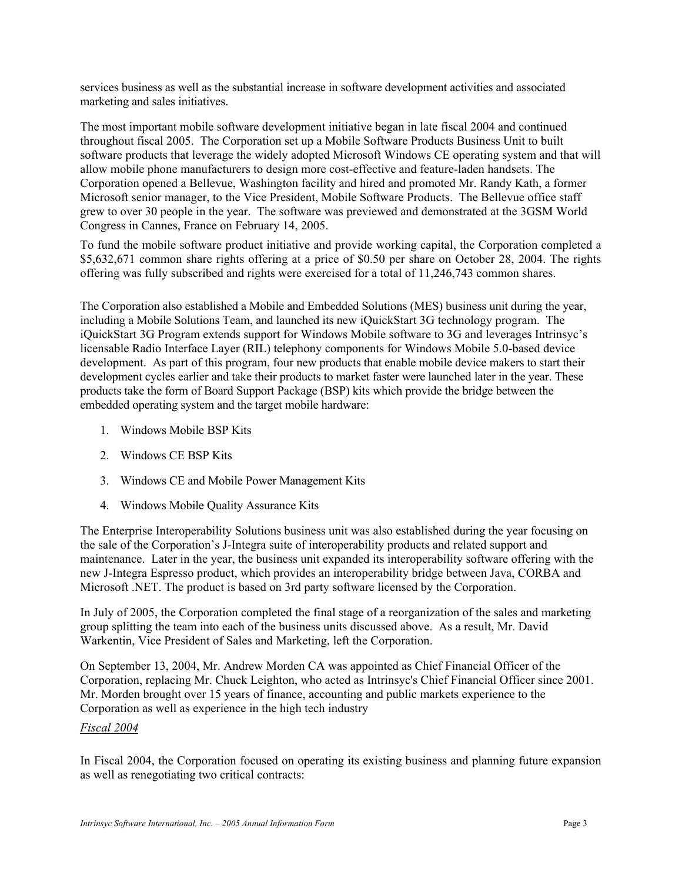services business as well as the substantial increase in software development activities and associated marketing and sales initiatives.

The most important mobile software development initiative began in late fiscal 2004 and continued throughout fiscal 2005. The Corporation set up a Mobile Software Products Business Unit to built software products that leverage the widely adopted Microsoft Windows CE operating system and that will allow mobile phone manufacturers to design more cost-effective and feature-laden handsets. The Corporation opened a Bellevue, Washington facility and hired and promoted Mr. Randy Kath, a former Microsoft senior manager, to the Vice President, Mobile Software Products. The Bellevue office staff grew to over 30 people in the year. The software was previewed and demonstrated at the 3GSM World Congress in Cannes, France on February 14, 2005.

To fund the mobile software product initiative and provide working capital, the Corporation completed a $5,632,671 common share rights offering at a price of $0.50 per share on October 28, 2004. The rights offering was fully subscribed and rights were exercised for a total of 11,246,743 common shares.

The Corporation also established a Mobile and Embedded Solutions (MES) business unit during the year, including a Mobile Solutions Team, and launched its new iQuickStart 3G technology program. The iQuickStart 3G Program extends support for Windows Mobile software to 3G and leverages Intrinsyc's licensable Radio Interface Layer (RIL) telephony components for Windows Mobile 5.0-based device development. As part of this program, four new products that enable mobile device makers to start their development cycles earlier and take their products to market faster were launched later in the year. These products take the form of Board Support Package (BSP) kits which provide the bridge between the embedded operating system and the target mobile hardware:

1. Windows Mobile BSP Kits
2. Windows CE BSP Kits
3. Windows CE and Mobile Power Management Kits
4. Windows Mobile Quality Assurance Kits

The Enterprise Interoperability Solutions business unit was also established during the year focusing on the sale of the Corporation's J-Integra suite of interoperability products and related support and maintenance. Later in the year, the business unit expanded its interoperability software offering with the new J-Integra Espresso product, which provides an interoperability bridge between Java, CORBA and Microsoft .NET. The product is based on 3rd party software licensed by the Corporation.

In July of 2005, the Corporation completed the final stage of a reorganization of the sales and marketing group splitting the team into each of the business units discussed above. As a result, Mr. David Warkentin, Vice President of Sales and Marketing, left the Corporation.

On September 13, 2004, Mr. Andrew Morden CA was appointed as Chief Financial Officer of the Corporation, replacing Mr. Chuck Leighton, who acted as Intrinsyc's Chief Financial Officer since 2001. Mr. Morden brought over 15 years of finance, accounting and public markets experience to the Corporation as well as experience in the high tech industry

*Fiscal 2004*

In Fiscal 2004, the Corporation focused on operating its existing business and planning future expansion as well as renegotiating two critical contracts: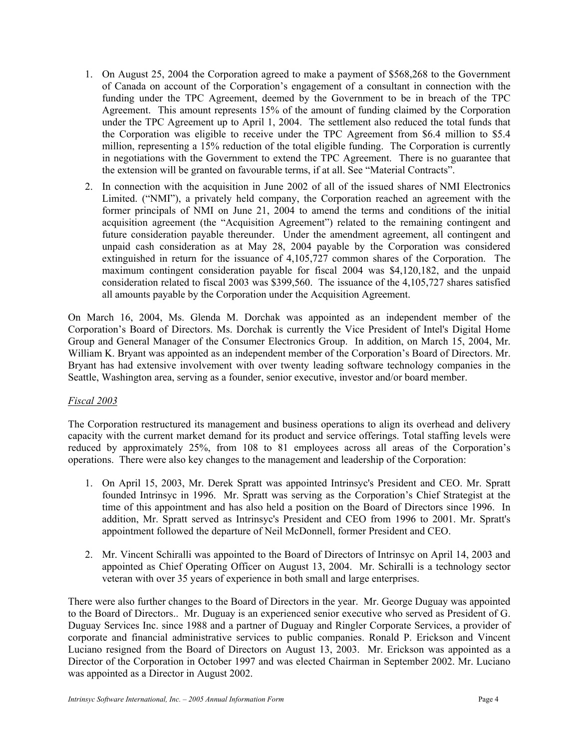1. On August 25, 2004 the Corporation agreed to make a payment of $568,268 to the Government of Canada on account of the Corporation's engagement of a consultant in connection with the funding under the TPC Agreement, deemed by the Government to be in breach of the TPC Agreement. This amount represents 15% of the amount of funding claimed by the Corporation under the TPC Agreement up to April 1, 2004. The settlement also reduced the total funds that the Corporation was eligible to receive under the TPC Agreement from $6.4 million to $5.4 million, representing a 15% reduction of the total eligible funding. The Corporation is currently in negotiations with the Government to extend the TPC Agreement. There is no guarantee that the extension will be granted on favourable terms, if at all. See "Material Contracts".
2. In connection with the acquisition in June 2002 of all of the issued shares of NMI Electronics Limited. ("NMI"), a privately held company, the Corporation reached an agreement with the former principals of NMI on June 21, 2004 to amend the terms and conditions of the initial acquisition agreement (the "Acquisition Agreement") related to the remaining contingent and future consideration payable thereunder. Under the amendment agreement, all contingent and unpaid cash consideration as at May 28, 2004 payable by the Corporation was considered extinguished in return for the issuance of 4,105,727 common shares of the Corporation. The maximum contingent consideration payable for fiscal 2004 was $4,120,182, and the unpaid consideration related to fiscal 2003 was $399,560. The issuance of the 4,105,727 shares satisfied all amounts payable by the Corporation under the Acquisition Agreement.

On March 16, 2004, Ms. Glenda M. Dorchak was appointed as an independent member of the Corporation's Board of Directors. Ms. Dorchak is currently the Vice President of Intel's Digital Home Group and General Manager of the Consumer Electronics Group. In addition, on March 15, 2004, Mr. William K. Bryant was appointed as an independent member of the Corporation's Board of Directors. Mr. Bryant has had extensive involvement with over twenty leading software technology companies in the Seattle, Washington area, serving as a founder, senior executive, investor and/or board member.

*Fiscal 2003*

The Corporation restructured its management and business operations to align its overhead and delivery capacity with the current market demand for its product and service offerings. Total staffing levels were reduced by approximately 25%, from 108 to 81 employees across all areas of the Corporation's operations. There were also key changes to the management and leadership of the Corporation:

1. On April 15, 2003, Mr. Derek Spratt was appointed Intrinsyc's President and CEO. Mr. Spratt founded Intrinsyc in 1996. Mr. Spratt was serving as the Corporation's Chief Strategist at the time of this appointment and has also held a position on the Board of Directors since 1996. In addition, Mr. Spratt served as Intrinsyc's President and CEO from 1996 to 2001. Mr. Spratt's appointment followed the departure of Neil McDonnell, former President and CEO.

2. Mr. Vincent Schiralli was appointed to the Board of Directors of Intrinsyc on April 14, 2003 and appointed as Chief Operating Officer on August 13, 2004. Mr. Schiralli is a technology sector veteran with over 35 years of experience in both small and large enterprises.

There were also further changes to the Board of Directors in the year. Mr. George Duguay was appointed to the Board of Directors.. Mr. Duguay is an experienced senior executive who served as President of G. Duguay Services Inc. since 1988 and a partner of Duguay and Ringler Corporate Services, a provider of corporate and financial administrative services to public companies. Ronald P. Erickson and Vincent Luciano resigned from the Board of Directors on August 13, 2003. Mr. Erickson was appointed as a Director of the Corporation in October 1997 and was elected Chairman in September 2002. Mr. Luciano was appointed as a Director in August 2002.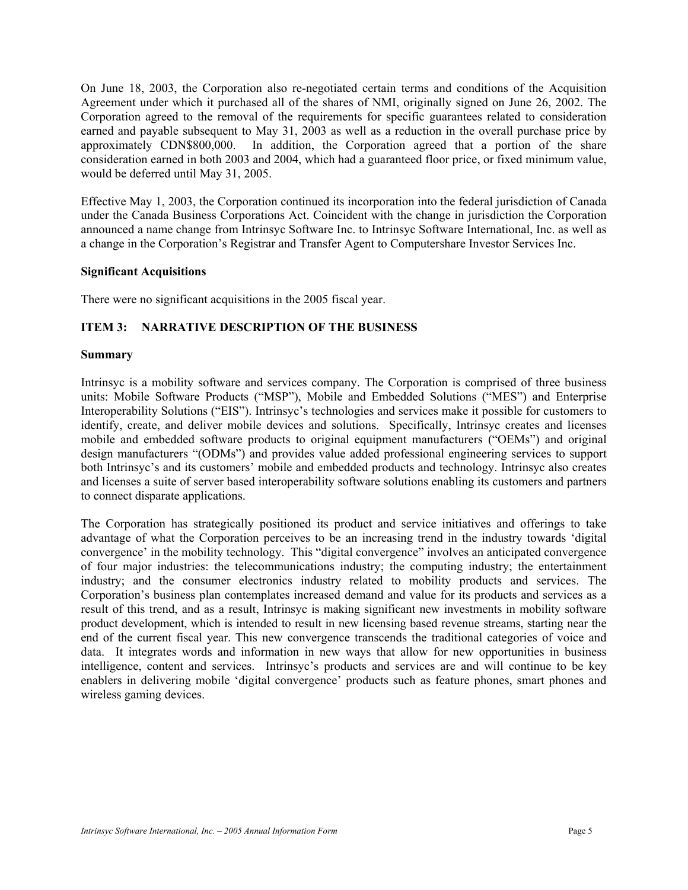On June 18, 2003, the Corporation also re-negotiated certain terms and conditions of the Acquisition Agreement under which it purchased all of the shares of NMI, originally signed on June 26, 2002. The Corporation agreed to the removal of the requirements for specific guarantees related to consideration earned and payable subsequent to May 31, 2003 as well as a reduction in the overall purchase price by approximately CDN$800,000. In addition, the Corporation agreed that a portion of the share consideration earned in both 2003 and 2004, which had a guaranteed floor price, or fixed minimum value, would be deferred until May 31, 2005.

Effective May 1, 2003, the Corporation continued its incorporation into the federal jurisdiction of Canada under the Canada Business Corporations Act. Coincident with the change in jurisdiction the Corporation announced a name change from Intrinsyc Software Inc. to Intrinsyc Software International, Inc. as well as a change in the Corporation's Registrar and Transfer Agent to Computershare Investor Services Inc.

**Significant Acquisitions**

There were no significant acquisitions in the 2005 fiscal year.

## ITEM 3: NARRATIVE DESCRIPTION OF THE BUSINESS

**Summary**

Intrinsyc is a mobility software and services company. The Corporation is comprised of three business units: Mobile Software Products ("MSP"), Mobile and Embedded Solutions ("MES") and Enterprise Interoperability Solutions ("EIS"). Intrinsyc's technologies and services make it possible for customers to identify, create, and deliver mobile devices and solutions. Specifically, Intrinsyc creates and licenses mobile and embedded software products to original equipment manufacturers ("OEMs") and original design manufacturers "(ODMs") and provides value added professional engineering services to support both Intrinsyc's and its customers' mobile and embedded products and technology. Intrinsyc also creates and licenses a suite of server based interoperability software solutions enabling its customers and partners to connect disparate applications.

The Corporation has strategically positioned its product and service initiatives and offerings to take advantage of what the Corporation perceives to be an increasing trend in the industry towards 'digital convergence' in the mobility technology. This "digital convergence" involves an anticipated convergence of four major industries: the telecommunications industry; the computing industry; the entertainment industry; and the consumer electronics industry related to mobility products and services. The Corporation's business plan contemplates increased demand and value for its products and services as a result of this trend, and as a result, Intrinsyc is making significant new investments in mobility software product development, which is intended to result in new licensing based revenue streams, starting near the end of the current fiscal year. This new convergence transcends the traditional categories of voice and data. It integrates words and information in new ways that allow for new opportunities in business intelligence, content and services. Intrinsyc's products and services are and will continue to be key enablers in delivering mobile 'digital convergence' products such as feature phones, smart phones and wireless gaming devices.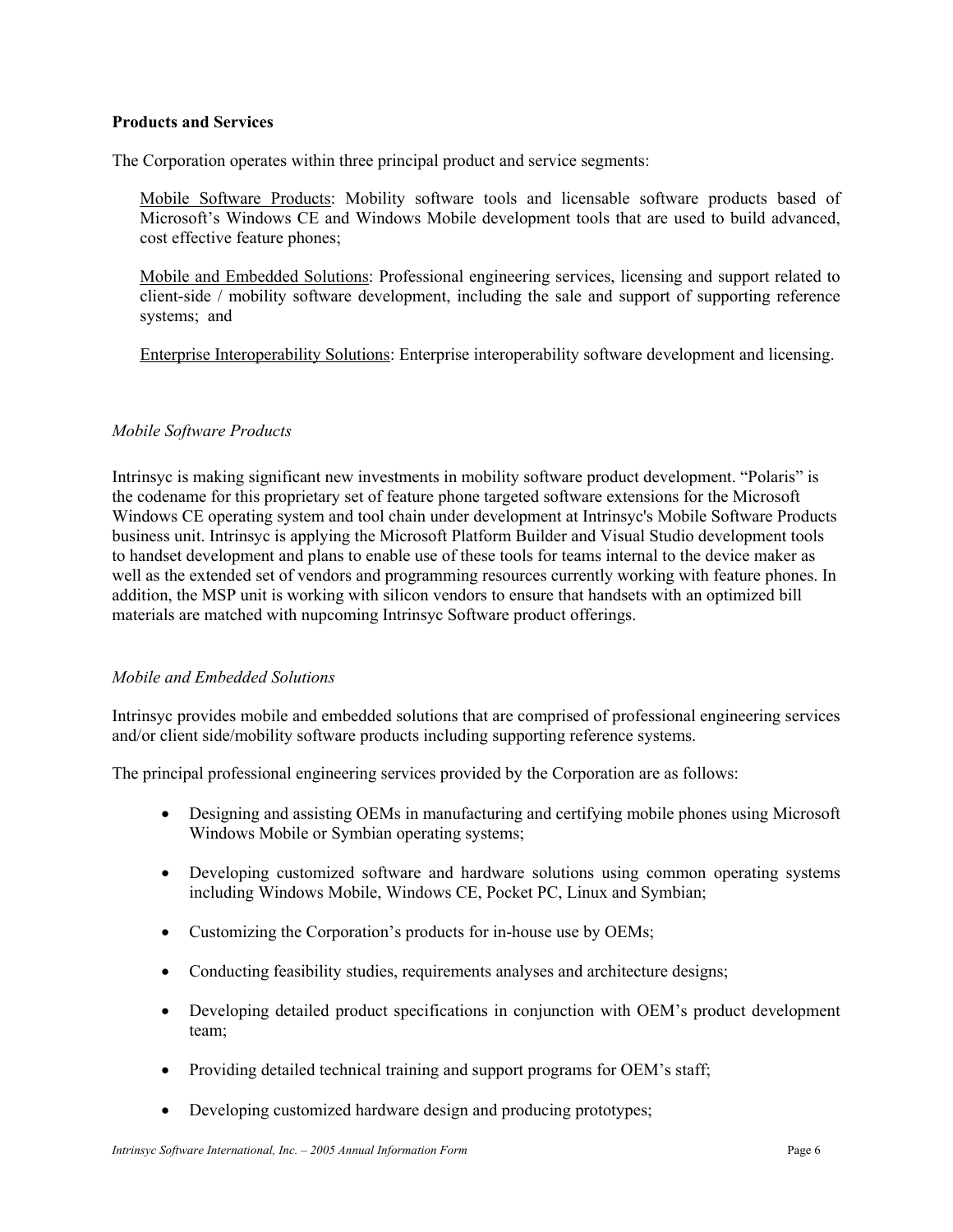**Products and Services**

The Corporation operates within three principal product and service segments:

Mobile Software Products: Mobility software tools and licensable software products based of Microsoft's Windows CE and Windows Mobile development tools that are used to build advanced, cost effective feature phones;

Mobile and Embedded Solutions: Professional engineering services, licensing and support related to client-side / mobility software development, including the sale and support of supporting reference systems; and

Enterprise Interoperability Solutions: Enterprise interoperability software development and licensing.

*Mobile Software Products*

Intrinsyc is making significant new investments in mobility software product development. "Polaris" is the codename for this proprietary set of feature phone targeted software extensions for the Microsoft Windows CE operating system and tool chain under development at Intrinsyc's Mobile Software Products business unit. Intrinsyc is applying the Microsoft Platform Builder and Visual Studio development tools to handset development and plans to enable use of these tools for teams internal to the device maker as well as the extended set of vendors and programming resources currently working with feature phones. In addition, the MSP unit is working with silicon vendors to ensure that handsets with an optimized bill materials are matched with nupcoming Intrinsyc Software product offerings.

*Mobile and Embedded Solutions*

Intrinsyc provides mobile and embedded solutions that are comprised of professional engineering services and/or client side/mobility software products including supporting reference systems.

The principal professional engineering services provided by the Corporation are as follows:

- Designing and assisting OEMs in manufacturing and certifying mobile phones using Microsoft Windows Mobile or Symbian operating systems;
- Developing customized software and hardware solutions using common operating systems including Windows Mobile, Windows CE, Pocket PC, Linux and Symbian;
- Customizing the Corporation's products for in-house use by OEMs;
- Conducting feasibility studies, requirements analyses and architecture designs;
- Developing detailed product specifications in conjunction with OEM's product development team;
- Providing detailed technical training and support programs for OEM's staff;
- Developing customized hardware design and producing prototypes;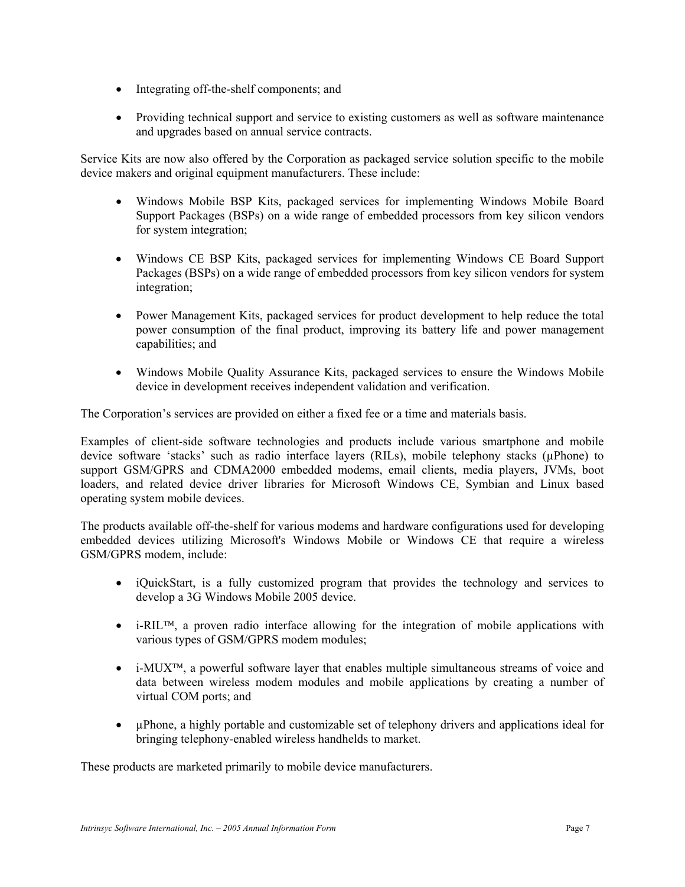- Integrating off-the-shelf components; and
- Providing technical support and service to existing customers as well as software maintenance and upgrades based on annual service contracts.

Service Kits are now also offered by the Corporation as packaged service solution specific to the mobile device makers and original equipment manufacturers. These include:

- Windows Mobile BSP Kits, packaged services for implementing Windows Mobile Board Support Packages (BSPs) on a wide range of embedded processors from key silicon vendors for system integration;
- Windows CE BSP Kits, packaged services for implementing Windows CE Board Support Packages (BSPs) on a wide range of embedded processors from key silicon vendors for system integration;
- Power Management Kits, packaged services for product development to help reduce the total power consumption of the final product, improving its battery life and power management capabilities; and
- Windows Mobile Quality Assurance Kits, packaged services to ensure the Windows Mobile device in development receives independent validation and verification.

The Corporation's services are provided on either a fixed fee or a time and materials basis.

Examples of client-side software technologies and products include various smartphone and mobile device software 'stacks' such as radio interface layers (RILs), mobile telephony stacks (µPhone) to support GSM/GPRS and CDMA2000 embedded modems, email clients, media players, JVMs, boot loaders, and related device driver libraries for Microsoft Windows CE, Symbian and Linux based operating system mobile devices.

The products available off-the-shelf for various modems and hardware configurations used for developing embedded devices utilizing Microsoft's Windows Mobile or Windows CE that require a wireless GSM/GPRS modem, include:

- iQuickStart, is a fully customized program that provides the technology and services to develop a 3G Windows Mobile 2005 device.
- i-RIL™, a proven radio interface allowing for the integration of mobile applications with various types of GSM/GPRS modem modules;
- i-MUX™, a powerful software layer that enables multiple simultaneous streams of voice and data between wireless modem modules and mobile applications by creating a number of virtual COM ports; and
- µPhone, a highly portable and customizable set of telephony drivers and applications ideal for bringing telephony-enabled wireless handhelds to market.

These products are marketed primarily to mobile device manufacturers.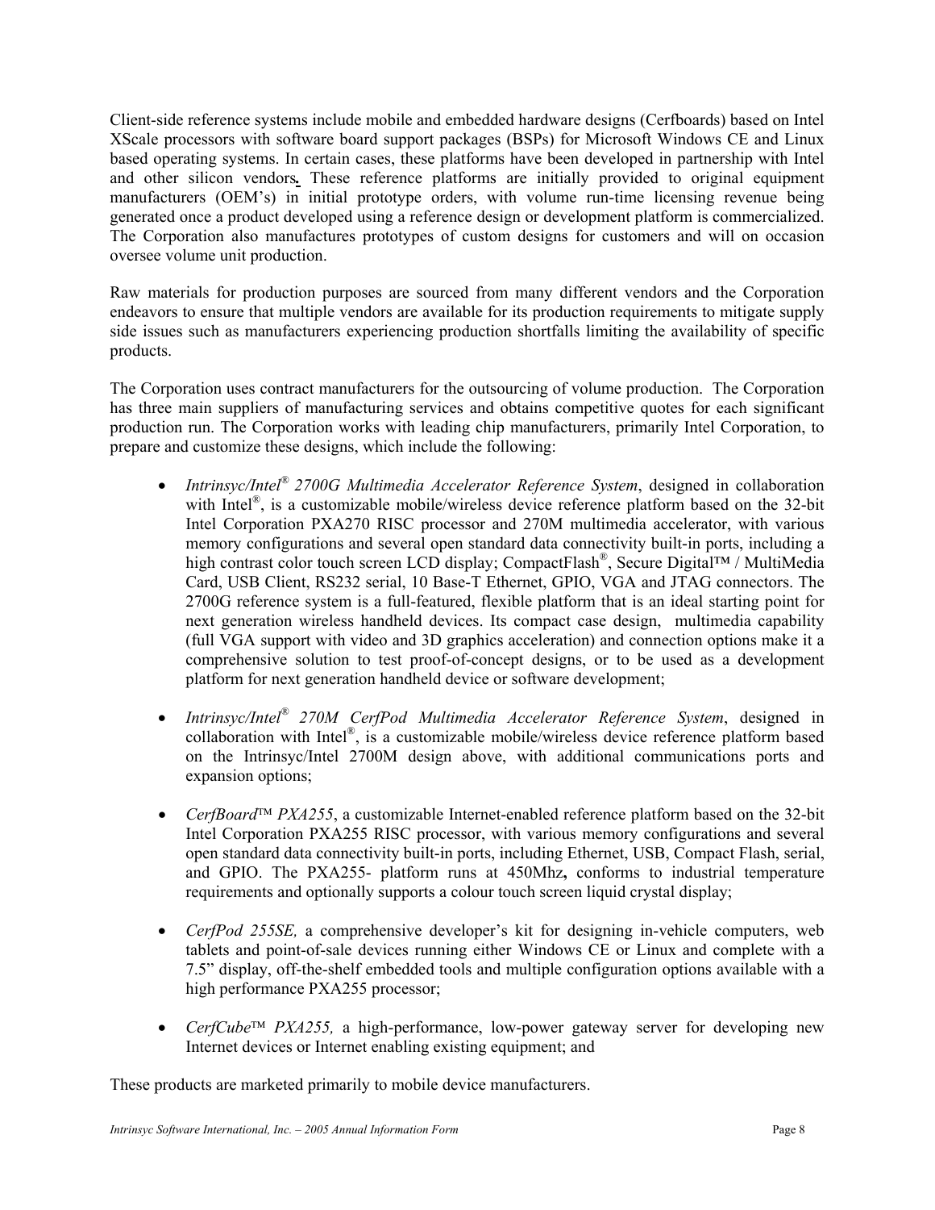Client-side reference systems include mobile and embedded hardware designs (Cerfboards) based on Intel XScale processors with software board support packages (BSPs) for Microsoft Windows CE and Linux based operating systems. In certain cases, these platforms have been developed in partnership with Intel and other silicon vendors. These reference platforms are initially provided to original equipment manufacturers (OEM's) in initial prototype orders, with volume run-time licensing revenue being generated once a product developed using a reference design or development platform is commercialized. The Corporation also manufactures prototypes of custom designs for customers and will on occasion oversee volume unit production.

Raw materials for production purposes are sourced from many different vendors and the Corporation endeavors to ensure that multiple vendors are available for its production requirements to mitigate supply side issues such as manufacturers experiencing production shortfalls limiting the availability of specific products.

The Corporation uses contract manufacturers for the outsourcing of volume production. The Corporation has three main suppliers of manufacturing services and obtains competitive quotes for each significant production run. The Corporation works with leading chip manufacturers, primarily Intel Corporation, to prepare and customize these designs, which include the following:

- *Intrinsyc/Intel® 2700G Multimedia Accelerator Reference System*, designed in collaboration with Intel®, is a customizable mobile/wireless device reference platform based on the 32-bit Intel Corporation PXA270 RISC processor and 270M multimedia accelerator, with various memory configurations and several open standard data connectivity built-in ports, including a high contrast color touch screen LCD display; CompactFlash®, Secure Digital™ / MultiMedia Card, USB Client, RS232 serial, 10 Base-T Ethernet, GPIO, VGA and JTAG connectors. The 2700G reference system is a full-featured, flexible platform that is an ideal starting point for next generation wireless handheld devices. Its compact case design, multimedia capability (full VGA support with video and 3D graphics acceleration) and connection options make it a comprehensive solution to test proof-of-concept designs, or to be used as a development platform for next generation handheld device or software development;

- *Intrinsyc/Intel® 270M CerfPod Multimedia Accelerator Reference System*, designed in collaboration with Intel®, is a customizable mobile/wireless device reference platform based on the Intrinsyc/Intel 2700M design above, with additional communications ports and expansion options;

- *CerfBoard™ PXA255*, a customizable Internet-enabled reference platform based on the 32-bit Intel Corporation PXA255 RISC processor, with various memory configurations and several open standard data connectivity built-in ports, including Ethernet, USB, Compact Flash, serial, and GPIO. The PXA255- platform runs at 450Mhz**,** conforms to industrial temperature requirements and optionally supports a colour touch screen liquid crystal display;

- *CerfPod 255SE,* a comprehensive developer's kit for designing in-vehicle computers, web tablets and point-of-sale devices running either Windows CE or Linux and complete with a 7.5" display, off-the-shelf embedded tools and multiple configuration options available with a high performance PXA255 processor;

- *CerfCube™ PXA255,* a high-performance, low-power gateway server for developing new Internet devices or Internet enabling existing equipment; and

These products are marketed primarily to mobile device manufacturers.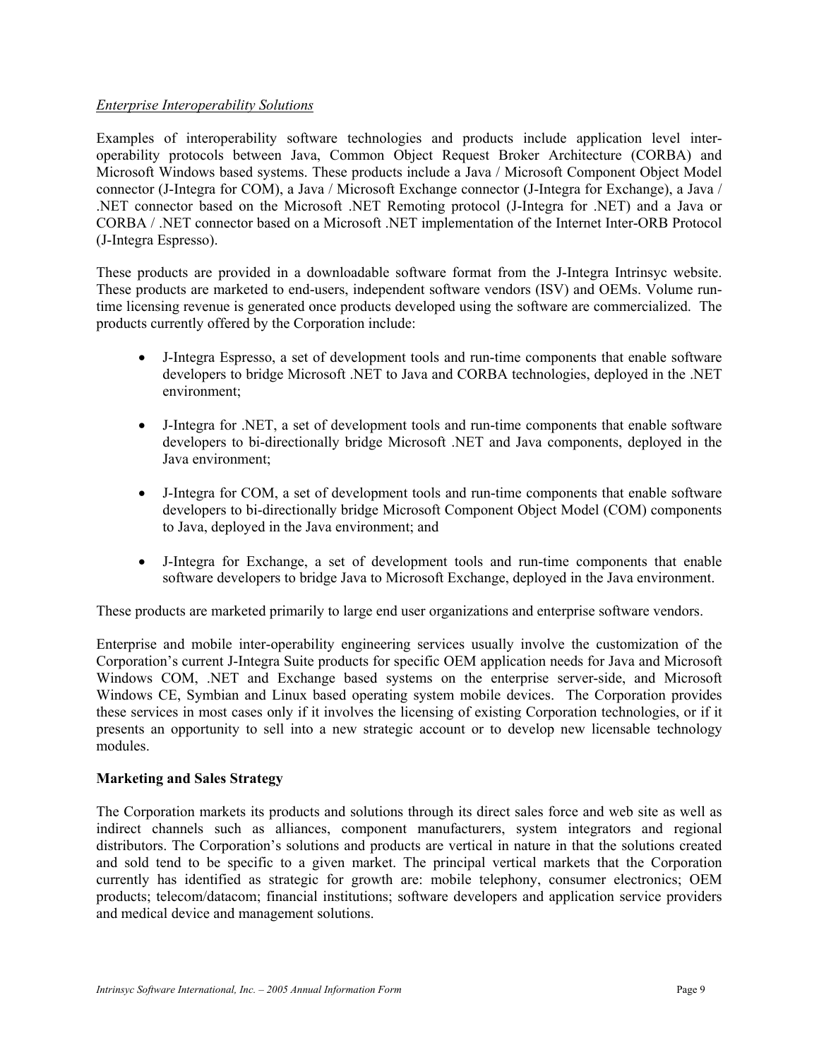*Enterprise Interoperability Solutions*

Examples of interoperability software technologies and products include application level inter-operability protocols between Java, Common Object Request Broker Architecture (CORBA) and Microsoft Windows based systems. These products include a Java / Microsoft Component Object Model connector (J-Integra for COM), a Java / Microsoft Exchange connector (J-Integra for Exchange), a Java / .NET connector based on the Microsoft .NET Remoting protocol (J-Integra for .NET) and a Java or CORBA / .NET connector based on a Microsoft .NET implementation of the Internet Inter-ORB Protocol (J-Integra Espresso).

These products are provided in a downloadable software format from the J-Integra Intrinsyc website. These products are marketed to end-users, independent software vendors (ISV) and OEMs. Volume run-time licensing revenue is generated once products developed using the software are commercialized. The products currently offered by the Corporation include:

- J-Integra Espresso, a set of development tools and run-time components that enable software developers to bridge Microsoft .NET to Java and CORBA technologies, deployed in the .NET environment;
- J-Integra for .NET, a set of development tools and run-time components that enable software developers to bi-directionally bridge Microsoft .NET and Java components, deployed in the Java environment;
- J-Integra for COM, a set of development tools and run-time components that enable software developers to bi-directionally bridge Microsoft Component Object Model (COM) components to Java, deployed in the Java environment; and
- J-Integra for Exchange, a set of development tools and run-time components that enable software developers to bridge Java to Microsoft Exchange, deployed in the Java environment.

These products are marketed primarily to large end user organizations and enterprise software vendors.

Enterprise and mobile inter-operability engineering services usually involve the customization of the Corporation's current J-Integra Suite products for specific OEM application needs for Java and Microsoft Windows COM, .NET and Exchange based systems on the enterprise server-side, and Microsoft Windows CE, Symbian and Linux based operating system mobile devices. The Corporation provides these services in most cases only if it involves the licensing of existing Corporation technologies, or if it presents an opportunity to sell into a new strategic account or to develop new licensable technology modules.

**Marketing and Sales Strategy**

The Corporation markets its products and solutions through its direct sales force and web site as well as indirect channels such as alliances, component manufacturers, system integrators and regional distributors. The Corporation's solutions and products are vertical in nature in that the solutions created and sold tend to be specific to a given market. The principal vertical markets that the Corporation currently has identified as strategic for growth are: mobile telephony, consumer electronics; OEM products; telecom/datacom; financial institutions; software developers and application service providers and medical device and management solutions.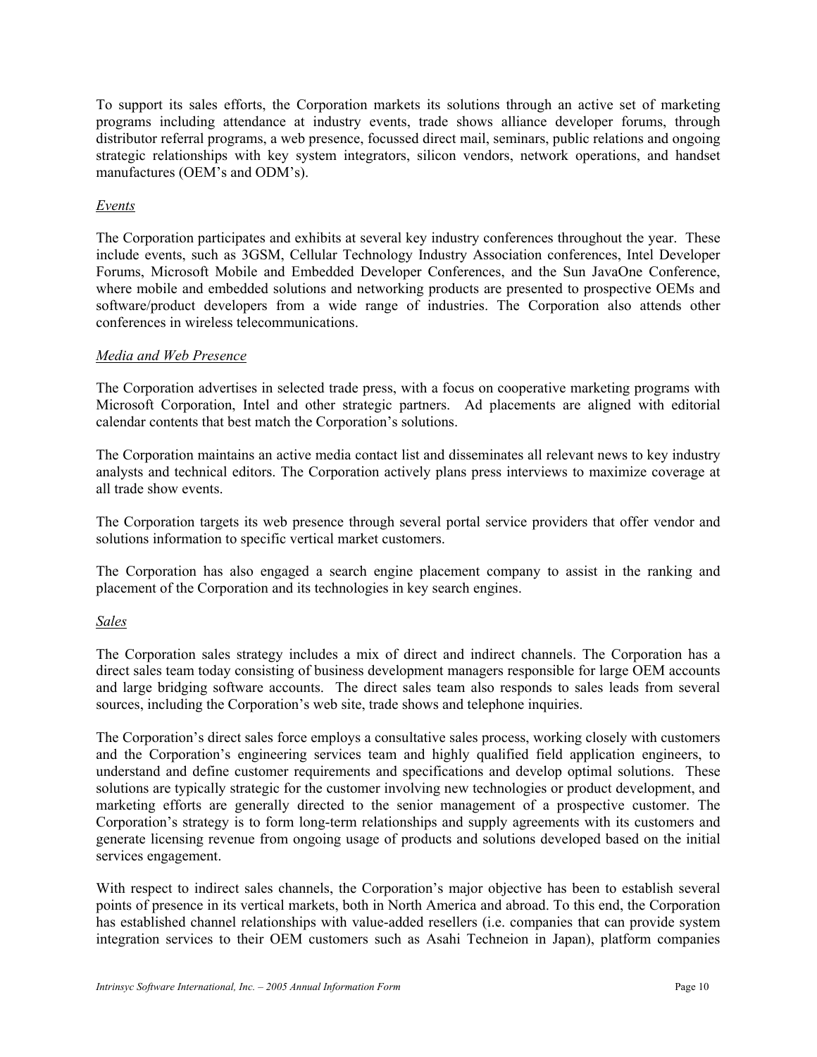To support its sales efforts, the Corporation markets its solutions through an active set of marketing programs including attendance at industry events, trade shows alliance developer forums, through distributor referral programs, a web presence, focussed direct mail, seminars, public relations and ongoing strategic relationships with key system integrators, silicon vendors, network operations, and handset manufactures (OEM's and ODM's).

*Events*

The Corporation participates and exhibits at several key industry conferences throughout the year. These include events, such as 3GSM, Cellular Technology Industry Association conferences, Intel Developer Forums, Microsoft Mobile and Embedded Developer Conferences, and the Sun JavaOne Conference, where mobile and embedded solutions and networking products are presented to prospective OEMs and software/product developers from a wide range of industries. The Corporation also attends other conferences in wireless telecommunications.

*Media and Web Presence*

The Corporation advertises in selected trade press, with a focus on cooperative marketing programs with Microsoft Corporation, Intel and other strategic partners. Ad placements are aligned with editorial calendar contents that best match the Corporation's solutions.

The Corporation maintains an active media contact list and disseminates all relevant news to key industry analysts and technical editors. The Corporation actively plans press interviews to maximize coverage at all trade show events.

The Corporation targets its web presence through several portal service providers that offer vendor and solutions information to specific vertical market customers.

The Corporation has also engaged a search engine placement company to assist in the ranking and placement of the Corporation and its technologies in key search engines.

*Sales*

The Corporation sales strategy includes a mix of direct and indirect channels. The Corporation has a direct sales team today consisting of business development managers responsible for large OEM accounts and large bridging software accounts. The direct sales team also responds to sales leads from several sources, including the Corporation's web site, trade shows and telephone inquiries.

The Corporation's direct sales force employs a consultative sales process, working closely with customers and the Corporation's engineering services team and highly qualified field application engineers, to understand and define customer requirements and specifications and develop optimal solutions. These solutions are typically strategic for the customer involving new technologies or product development, and marketing efforts are generally directed to the senior management of a prospective customer. The Corporation's strategy is to form long-term relationships and supply agreements with its customers and generate licensing revenue from ongoing usage of products and solutions developed based on the initial services engagement.

With respect to indirect sales channels, the Corporation's major objective has been to establish several points of presence in its vertical markets, both in North America and abroad. To this end, the Corporation has established channel relationships with value-added resellers (i.e. companies that can provide system integration services to their OEM customers such as Asahi Techneion in Japan), platform companies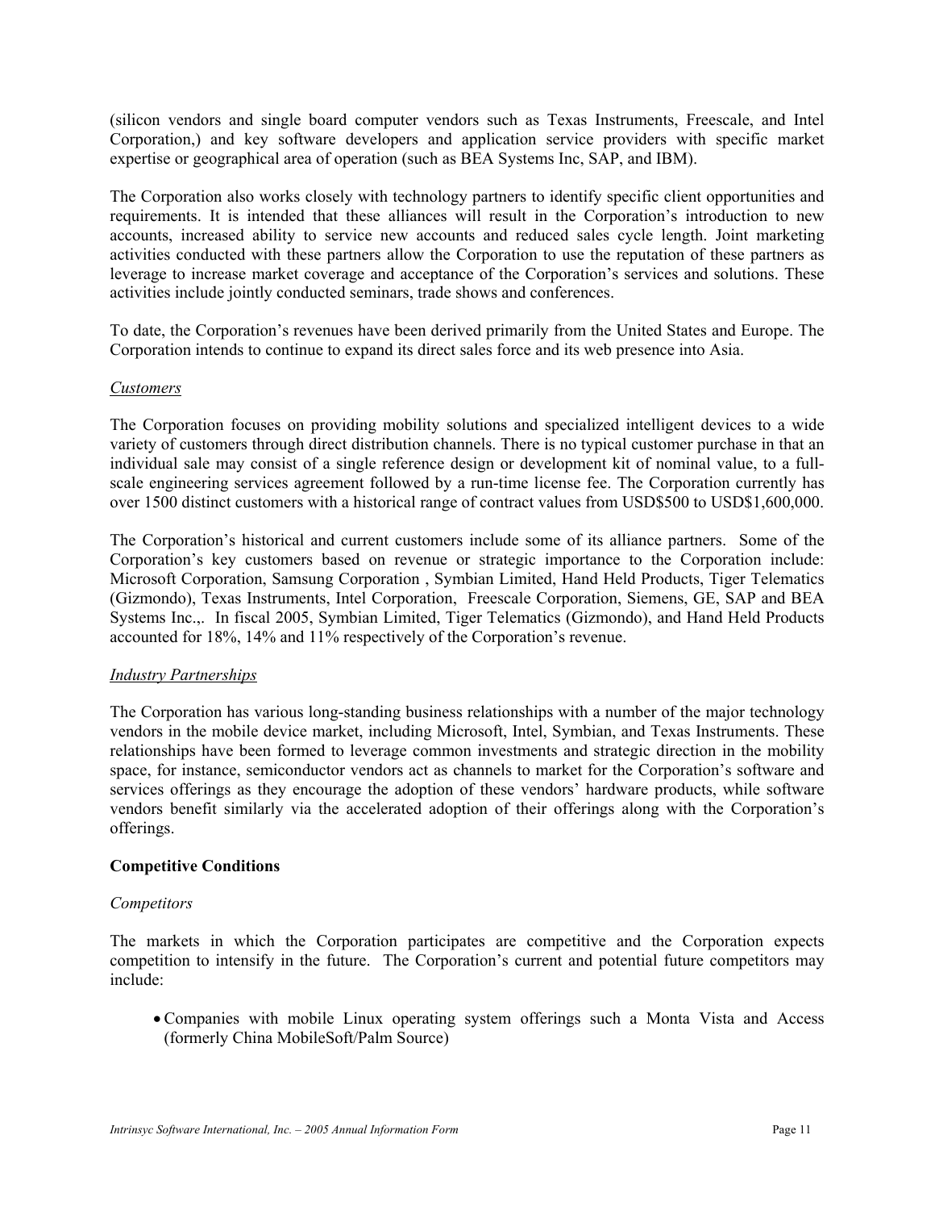(silicon vendors and single board computer vendors such as Texas Instruments, Freescale, and Intel Corporation,) and key software developers and application service providers with specific market expertise or geographical area of operation (such as BEA Systems Inc, SAP, and IBM).

The Corporation also works closely with technology partners to identify specific client opportunities and requirements. It is intended that these alliances will result in the Corporation's introduction to new accounts, increased ability to service new accounts and reduced sales cycle length. Joint marketing activities conducted with these partners allow the Corporation to use the reputation of these partners as leverage to increase market coverage and acceptance of the Corporation's services and solutions. These activities include jointly conducted seminars, trade shows and conferences.

To date, the Corporation's revenues have been derived primarily from the United States and Europe. The Corporation intends to continue to expand its direct sales force and its web presence into Asia.

*Customers*

The Corporation focuses on providing mobility solutions and specialized intelligent devices to a wide variety of customers through direct distribution channels. There is no typical customer purchase in that an individual sale may consist of a single reference design or development kit of nominal value, to a full-scale engineering services agreement followed by a run-time license fee. The Corporation currently has over 1500 distinct customers with a historical range of contract values from USD$500 to USD$1,600,000.

The Corporation's historical and current customers include some of its alliance partners. Some of the Corporation's key customers based on revenue or strategic importance to the Corporation include: Microsoft Corporation, Samsung Corporation , Symbian Limited, Hand Held Products, Tiger Telematics (Gizmondo), Texas Instruments, Intel Corporation, Freescale Corporation, Siemens, GE, SAP and BEA Systems Inc.,. In fiscal 2005, Symbian Limited, Tiger Telematics (Gizmondo), and Hand Held Products accounted for 18%, 14% and 11% respectively of the Corporation's revenue.

*Industry Partnerships*

The Corporation has various long-standing business relationships with a number of the major technology vendors in the mobile device market, including Microsoft, Intel, Symbian, and Texas Instruments. These relationships have been formed to leverage common investments and strategic direction in the mobility space, for instance, semiconductor vendors act as channels to market for the Corporation's software and services offerings as they encourage the adoption of these vendors' hardware products, while software vendors benefit similarly via the accelerated adoption of their offerings along with the Corporation's offerings.

**Competitive Conditions**

*Competitors*

The markets in which the Corporation participates are competitive and the Corporation expects competition to intensify in the future. The Corporation's current and potential future competitors may include:

- Companies with mobile Linux operating system offerings such a Monta Vista and Access (formerly China MobileSoft/Palm Source)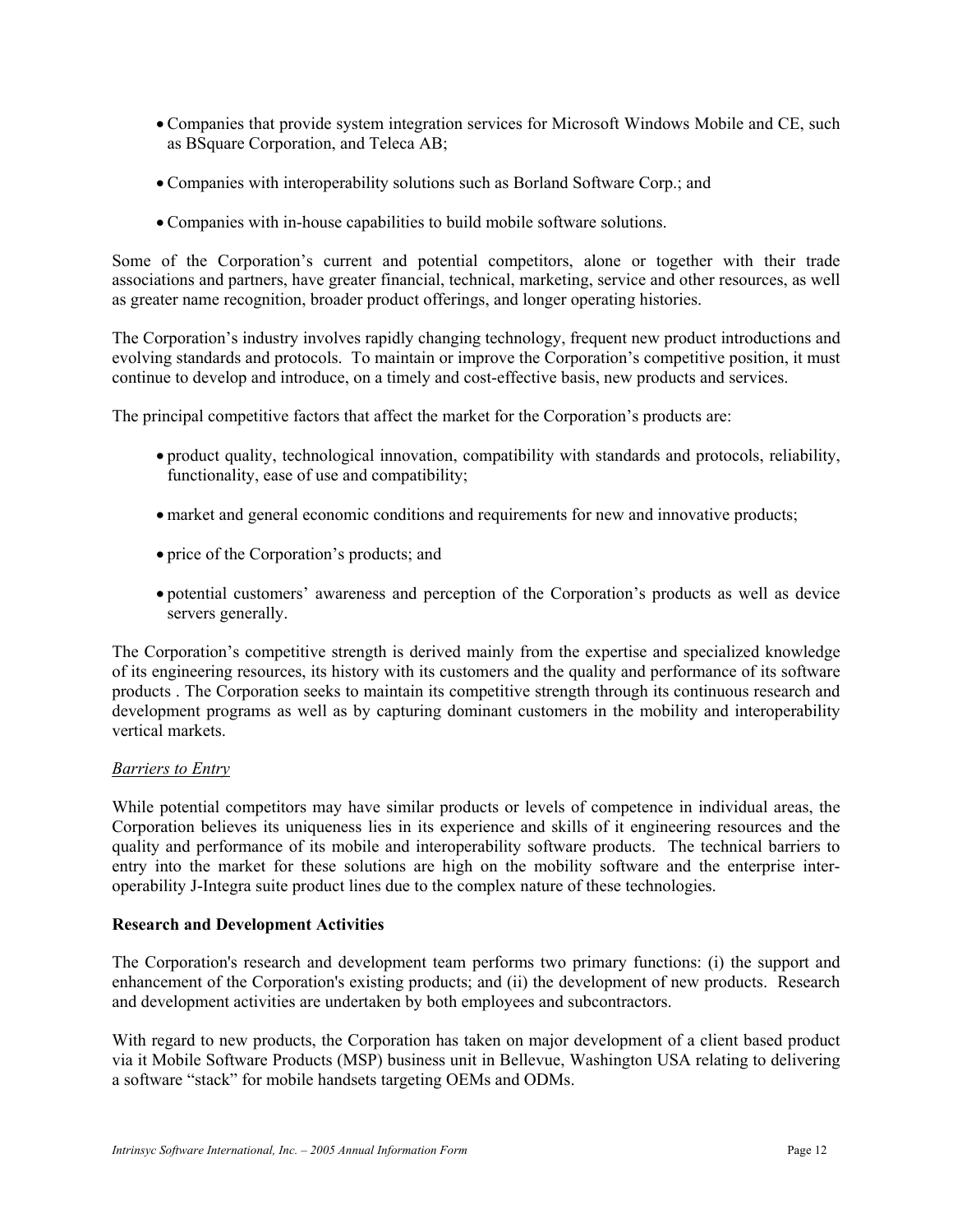- Companies that provide system integration services for Microsoft Windows Mobile and CE, such as BSquare Corporation, and Teleca AB;
- Companies with interoperability solutions such as Borland Software Corp.; and
- Companies with in-house capabilities to build mobile software solutions.

Some of the Corporation's current and potential competitors, alone or together with their trade associations and partners, have greater financial, technical, marketing, service and other resources, as well as greater name recognition, broader product offerings, and longer operating histories.

The Corporation's industry involves rapidly changing technology, frequent new product introductions and evolving standards and protocols. To maintain or improve the Corporation's competitive position, it must continue to develop and introduce, on a timely and cost-effective basis, new products and services.

The principal competitive factors that affect the market for the Corporation's products are:

- product quality, technological innovation, compatibility with standards and protocols, reliability, functionality, ease of use and compatibility;
- market and general economic conditions and requirements for new and innovative products;
- price of the Corporation's products; and
- potential customers' awareness and perception of the Corporation's products as well as device servers generally.

The Corporation's competitive strength is derived mainly from the expertise and specialized knowledge of its engineering resources, its history with its customers and the quality and performance of its software products . The Corporation seeks to maintain its competitive strength through its continuous research and development programs as well as by capturing dominant customers in the mobility and interoperability vertical markets.

*Barriers to Entry*

While potential competitors may have similar products or levels of competence in individual areas, the Corporation believes its uniqueness lies in its experience and skills of it engineering resources and the quality and performance of its mobile and interoperability software products. The technical barriers to entry into the market for these solutions are high on the mobility software and the enterprise inter-operability J-Integra suite product lines due to the complex nature of these technologies.

**Research and Development Activities**

The Corporation's research and development team performs two primary functions: (i) the support and enhancement of the Corporation's existing products; and (ii) the development of new products. Research and development activities are undertaken by both employees and subcontractors.

With regard to new products, the Corporation has taken on major development of a client based product via it Mobile Software Products (MSP) business unit in Bellevue, Washington USA relating to delivering a software "stack" for mobile handsets targeting OEMs and ODMs.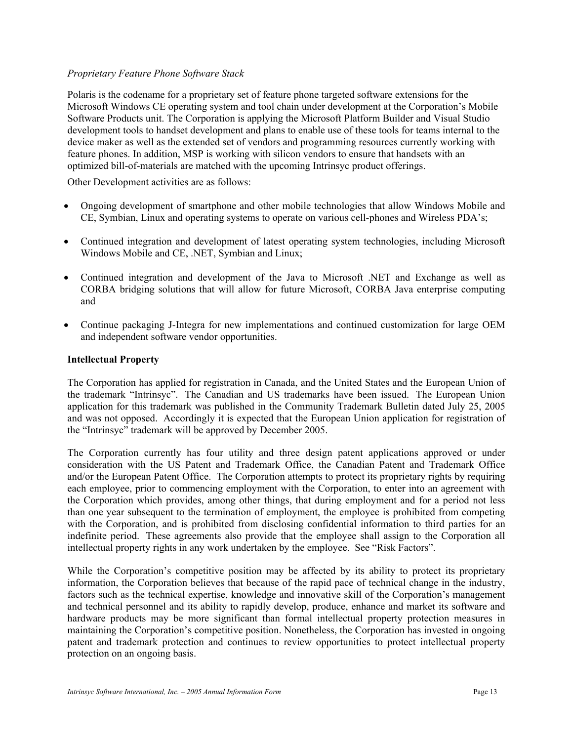*Proprietary Feature Phone Software Stack*

Polaris is the codename for a proprietary set of feature phone targeted software extensions for the Microsoft Windows CE operating system and tool chain under development at the Corporation's Mobile Software Products unit. The Corporation is applying the Microsoft Platform Builder and Visual Studio development tools to handset development and plans to enable use of these tools for teams internal to the device maker as well as the extended set of vendors and programming resources currently working with feature phones. In addition, MSP is working with silicon vendors to ensure that handsets with an optimized bill-of-materials are matched with the upcoming Intrinsyc product offerings.

Other Development activities are as follows:

- Ongoing development of smartphone and other mobile technologies that allow Windows Mobile and CE, Symbian, Linux and operating systems to operate on various cell-phones and Wireless PDA's;
- Continued integration and development of latest operating system technologies, including Microsoft Windows Mobile and CE, .NET, Symbian and Linux;
- Continued integration and development of the Java to Microsoft .NET and Exchange as well as CORBA bridging solutions that will allow for future Microsoft, CORBA Java enterprise computing and
- Continue packaging J-Integra for new implementations and continued customization for large OEM and independent software vendor opportunities.

**Intellectual Property**

The Corporation has applied for registration in Canada, and the United States and the European Union of the trademark "Intrinsyc". The Canadian and US trademarks have been issued. The European Union application for this trademark was published in the Community Trademark Bulletin dated July 25, 2005 and was not opposed. Accordingly it is expected that the European Union application for registration of the "Intrinsyc" trademark will be approved by December 2005.

The Corporation currently has four utility and three design patent applications approved or under consideration with the US Patent and Trademark Office, the Canadian Patent and Trademark Office and/or the European Patent Office. The Corporation attempts to protect its proprietary rights by requiring each employee, prior to commencing employment with the Corporation, to enter into an agreement with the Corporation which provides, among other things, that during employment and for a period not less than one year subsequent to the termination of employment, the employee is prohibited from competing with the Corporation, and is prohibited from disclosing confidential information to third parties for an indefinite period. These agreements also provide that the employee shall assign to the Corporation all intellectual property rights in any work undertaken by the employee. See "Risk Factors".

While the Corporation's competitive position may be affected by its ability to protect its proprietary information, the Corporation believes that because of the rapid pace of technical change in the industry, factors such as the technical expertise, knowledge and innovative skill of the Corporation's management and technical personnel and its ability to rapidly develop, produce, enhance and market its software and hardware products may be more significant than formal intellectual property protection measures in maintaining the Corporation's competitive position. Nonetheless, the Corporation has invested in ongoing patent and trademark protection and continues to review opportunities to protect intellectual property protection on an ongoing basis.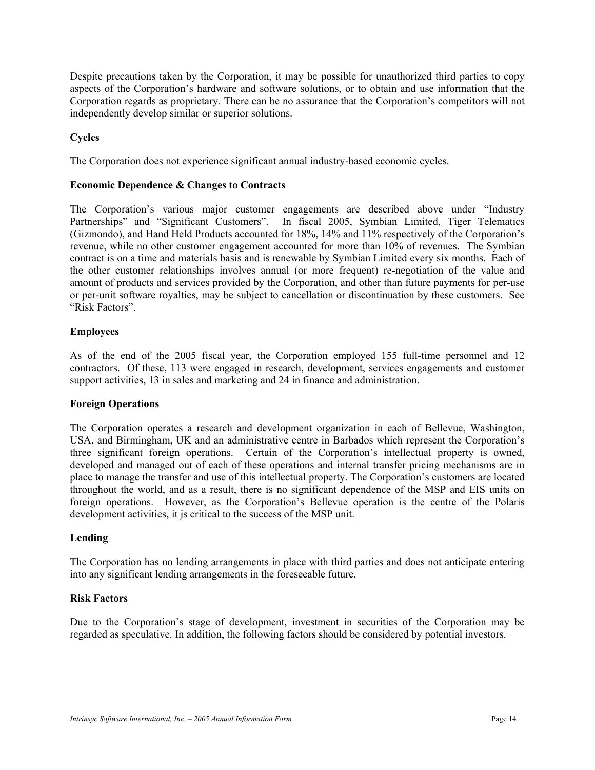Despite precautions taken by the Corporation, it may be possible for unauthorized third parties to copy aspects of the Corporation's hardware and software solutions, or to obtain and use information that the Corporation regards as proprietary. There can be no assurance that the Corporation's competitors will not independently develop similar or superior solutions.

**Cycles**

The Corporation does not experience significant annual industry-based economic cycles.

**Economic Dependence & Changes to Contracts**

The Corporation's various major customer engagements are described above under "Industry Partnerships" and "Significant Customers". In fiscal 2005, Symbian Limited, Tiger Telematics (Gizmondo), and Hand Held Products accounted for 18%, 14% and 11% respectively of the Corporation's revenue, while no other customer engagement accounted for more than 10% of revenues. The Symbian contract is on a time and materials basis and is renewable by Symbian Limited every six months. Each of the other customer relationships involves annual (or more frequent) re-negotiation of the value and amount of products and services provided by the Corporation, and other than future payments for per-use or per-unit software royalties, may be subject to cancellation or discontinuation by these customers. See "Risk Factors".

**Employees**

As of the end of the 2005 fiscal year, the Corporation employed 155 full-time personnel and 12 contractors. Of these, 113 were engaged in research, development, services engagements and customer support activities, 13 in sales and marketing and 24 in finance and administration.

**Foreign Operations**

The Corporation operates a research and development organization in each of Bellevue, Washington, USA, and Birmingham, UK and an administrative centre in Barbados which represent the Corporation's three significant foreign operations. Certain of the Corporation's intellectual property is owned, developed and managed out of each of these operations and internal transfer pricing mechanisms are in place to manage the transfer and use of this intellectual property. The Corporation's customers are located throughout the world, and as a result, there is no significant dependence of the MSP and EIS units on foreign operations. However, as the Corporation's Bellevue operation is the centre of the Polaris development activities, it js critical to the success of the MSP unit.

**Lending**

The Corporation has no lending arrangements in place with third parties and does not anticipate entering into any significant lending arrangements in the foreseeable future.

**Risk Factors**

Due to the Corporation's stage of development, investment in securities of the Corporation may be regarded as speculative. In addition, the following factors should be considered by potential investors.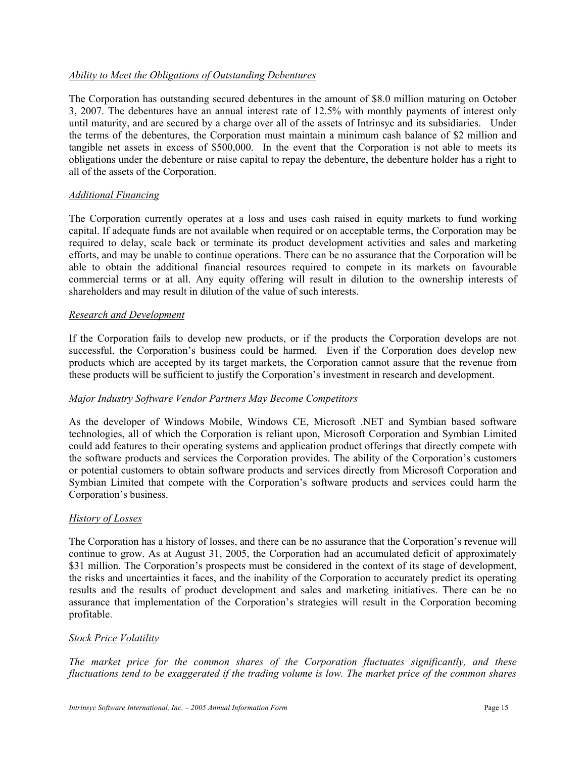*Ability to Meet the Obligations of Outstanding Debentures*

The Corporation has outstanding secured debentures in the amount of $8.0 million maturing on October 3, 2007. The debentures have an annual interest rate of 12.5% with monthly payments of interest only until maturity, and are secured by a charge over all of the assets of Intrinsyc and its subsidiaries. Under the terms of the debentures, the Corporation must maintain a minimum cash balance of $2 million and tangible net assets in excess of $500,000. In the event that the Corporation is not able to meets its obligations under the debenture or raise capital to repay the debenture, the debenture holder has a right to all of the assets of the Corporation.

*Additional Financing*

The Corporation currently operates at a loss and uses cash raised in equity markets to fund working capital. If adequate funds are not available when required or on acceptable terms, the Corporation may be required to delay, scale back or terminate its product development activities and sales and marketing efforts, and may be unable to continue operations. There can be no assurance that the Corporation will be able to obtain the additional financial resources required to compete in its markets on favourable commercial terms or at all. Any equity offering will result in dilution to the ownership interests of shareholders and may result in dilution of the value of such interests.

*Research and Development*

If the Corporation fails to develop new products, or if the products the Corporation develops are not successful, the Corporation's business could be harmed. Even if the Corporation does develop new products which are accepted by its target markets, the Corporation cannot assure that the revenue from these products will be sufficient to justify the Corporation's investment in research and development.

*Major Industry Software Vendor Partners May Become Competitors*

As the developer of Windows Mobile, Windows CE, Microsoft .NET and Symbian based software technologies, all of which the Corporation is reliant upon, Microsoft Corporation and Symbian Limited could add features to their operating systems and application product offerings that directly compete with the software products and services the Corporation provides. The ability of the Corporation's customers or potential customers to obtain software products and services directly from Microsoft Corporation and Symbian Limited that compete with the Corporation's software products and services could harm the Corporation's business.

*History of Losses*

The Corporation has a history of losses, and there can be no assurance that the Corporation's revenue will continue to grow. As at August 31, 2005, the Corporation had an accumulated deficit of approximately $31 million. The Corporation's prospects must be considered in the context of its stage of development, the risks and uncertainties it faces, and the inability of the Corporation to accurately predict its operating results and the results of product development and sales and marketing initiatives. There can be no assurance that implementation of the Corporation's strategies will result in the Corporation becoming profitable.

*Stock Price Volatility*

*The market price for the common shares of the Corporation fluctuates significantly, and these fluctuations tend to be exaggerated if the trading volume is low. The market price of the common shares*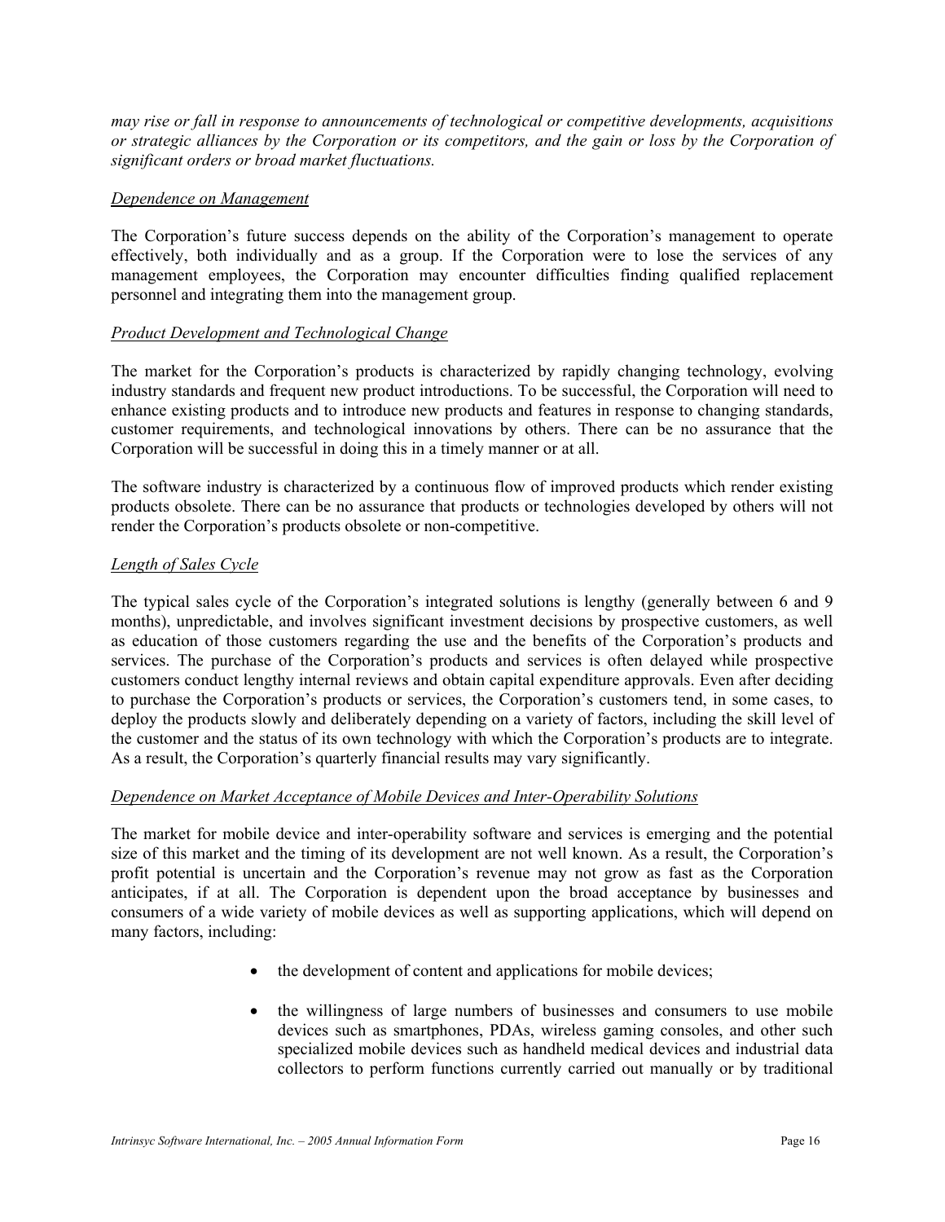*may rise or fall in response to announcements of technological or competitive developments, acquisitions or strategic alliances by the Corporation or its competitors, and the gain or loss by the Corporation of significant orders or broad market fluctuations.*

*Dependence on Management*

The Corporation's future success depends on the ability of the Corporation's management to operate effectively, both individually and as a group. If the Corporation were to lose the services of any management employees, the Corporation may encounter difficulties finding qualified replacement personnel and integrating them into the management group.

*Product Development and Technological Change*

The market for the Corporation's products is characterized by rapidly changing technology, evolving industry standards and frequent new product introductions. To be successful, the Corporation will need to enhance existing products and to introduce new products and features in response to changing standards, customer requirements, and technological innovations by others. There can be no assurance that the Corporation will be successful in doing this in a timely manner or at all.

The software industry is characterized by a continuous flow of improved products which render existing products obsolete. There can be no assurance that products or technologies developed by others will not render the Corporation's products obsolete or non-competitive.

*Length of Sales Cycle*

The typical sales cycle of the Corporation's integrated solutions is lengthy (generally between 6 and 9 months), unpredictable, and involves significant investment decisions by prospective customers, as well as education of those customers regarding the use and the benefits of the Corporation's products and services. The purchase of the Corporation's products and services is often delayed while prospective customers conduct lengthy internal reviews and obtain capital expenditure approvals. Even after deciding to purchase the Corporation's products or services, the Corporation's customers tend, in some cases, to deploy the products slowly and deliberately depending on a variety of factors, including the skill level of the customer and the status of its own technology with which the Corporation's products are to integrate. As a result, the Corporation's quarterly financial results may vary significantly.

*Dependence on Market Acceptance of Mobile Devices and Inter-Operability Solutions*

The market for mobile device and inter-operability software and services is emerging and the potential size of this market and the timing of its development are not well known. As a result, the Corporation's profit potential is uncertain and the Corporation's revenue may not grow as fast as the Corporation anticipates, if at all. The Corporation is dependent upon the broad acceptance by businesses and consumers of a wide variety of mobile devices as well as supporting applications, which will depend on many factors, including:

- the development of content and applications for mobile devices;
- the willingness of large numbers of businesses and consumers to use mobile devices such as smartphones, PDAs, wireless gaming consoles, and other such specialized mobile devices such as handheld medical devices and industrial data collectors to perform functions currently carried out manually or by traditional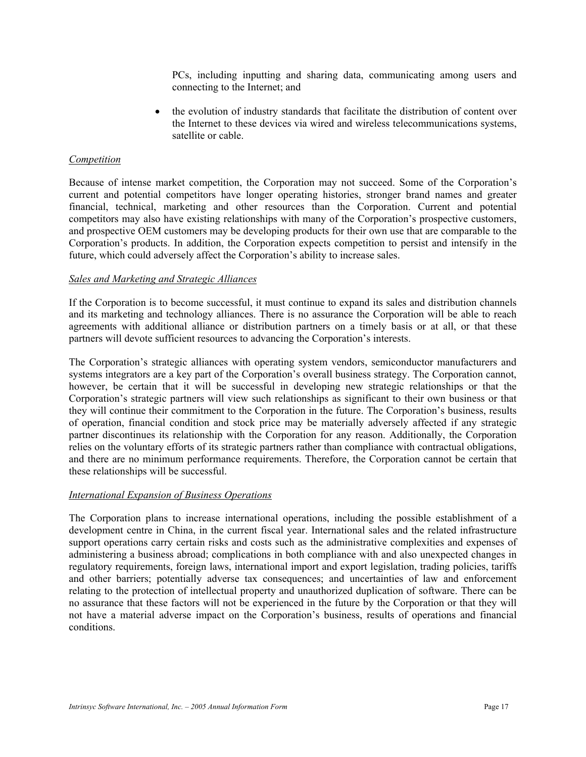PCs, including inputting and sharing data, communicating among users and connecting to the Internet; and

- the evolution of industry standards that facilitate the distribution of content over the Internet to these devices via wired and wireless telecommunications systems, satellite or cable.

*Competition*

Because of intense market competition, the Corporation may not succeed. Some of the Corporation's current and potential competitors have longer operating histories, stronger brand names and greater financial, technical, marketing and other resources than the Corporation. Current and potential competitors may also have existing relationships with many of the Corporation's prospective customers, and prospective OEM customers may be developing products for their own use that are comparable to the Corporation's products. In addition, the Corporation expects competition to persist and intensify in the future, which could adversely affect the Corporation's ability to increase sales.

*Sales and Marketing and Strategic Alliances*

If the Corporation is to become successful, it must continue to expand its sales and distribution channels and its marketing and technology alliances. There is no assurance the Corporation will be able to reach agreements with additional alliance or distribution partners on a timely basis or at all, or that these partners will devote sufficient resources to advancing the Corporation's interests.

The Corporation's strategic alliances with operating system vendors, semiconductor manufacturers and systems integrators are a key part of the Corporation's overall business strategy. The Corporation cannot, however, be certain that it will be successful in developing new strategic relationships or that the Corporation's strategic partners will view such relationships as significant to their own business or that they will continue their commitment to the Corporation in the future. The Corporation's business, results of operation, financial condition and stock price may be materially adversely affected if any strategic partner discontinues its relationship with the Corporation for any reason. Additionally, the Corporation relies on the voluntary efforts of its strategic partners rather than compliance with contractual obligations, and there are no minimum performance requirements. Therefore, the Corporation cannot be certain that these relationships will be successful.

*International Expansion of Business Operations*

The Corporation plans to increase international operations, including the possible establishment of a development centre in China, in the current fiscal year. International sales and the related infrastructure support operations carry certain risks and costs such as the administrative complexities and expenses of administering a business abroad; complications in both compliance with and also unexpected changes in regulatory requirements, foreign laws, international import and export legislation, trading policies, tariffs and other barriers; potentially adverse tax consequences; and uncertainties of law and enforcement relating to the protection of intellectual property and unauthorized duplication of software. There can be no assurance that these factors will not be experienced in the future by the Corporation or that they will not have a material adverse impact on the Corporation's business, results of operations and financial conditions.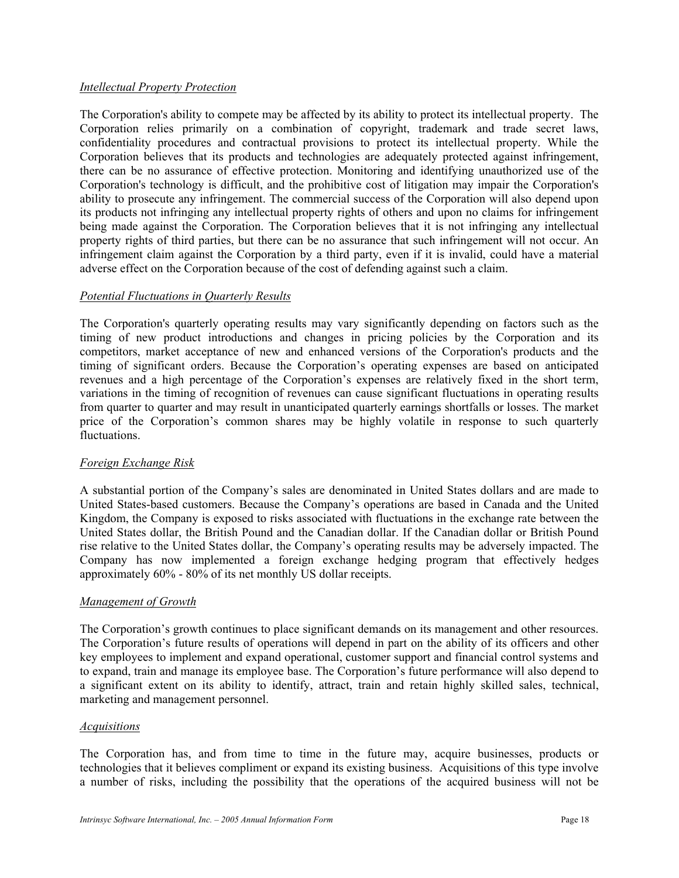*Intellectual Property Protection*

The Corporation's ability to compete may be affected by its ability to protect its intellectual property. The Corporation relies primarily on a combination of copyright, trademark and trade secret laws, confidentiality procedures and contractual provisions to protect its intellectual property. While the Corporation believes that its products and technologies are adequately protected against infringement, there can be no assurance of effective protection. Monitoring and identifying unauthorized use of the Corporation's technology is difficult, and the prohibitive cost of litigation may impair the Corporation's ability to prosecute any infringement. The commercial success of the Corporation will also depend upon its products not infringing any intellectual property rights of others and upon no claims for infringement being made against the Corporation. The Corporation believes that it is not infringing any intellectual property rights of third parties, but there can be no assurance that such infringement will not occur. An infringement claim against the Corporation by a third party, even if it is invalid, could have a material adverse effect on the Corporation because of the cost of defending against such a claim.

*Potential Fluctuations in Quarterly Results*

The Corporation's quarterly operating results may vary significantly depending on factors such as the timing of new product introductions and changes in pricing policies by the Corporation and its competitors, market acceptance of new and enhanced versions of the Corporation's products and the timing of significant orders. Because the Corporation's operating expenses are based on anticipated revenues and a high percentage of the Corporation's expenses are relatively fixed in the short term, variations in the timing of recognition of revenues can cause significant fluctuations in operating results from quarter to quarter and may result in unanticipated quarterly earnings shortfalls or losses. The market price of the Corporation's common shares may be highly volatile in response to such quarterly fluctuations.

*Foreign Exchange Risk*

A substantial portion of the Company's sales are denominated in United States dollars and are made to United States-based customers. Because the Company's operations are based in Canada and the United Kingdom, the Company is exposed to risks associated with fluctuations in the exchange rate between the United States dollar, the British Pound and the Canadian dollar. If the Canadian dollar or British Pound rise relative to the United States dollar, the Company's operating results may be adversely impacted. The Company has now implemented a foreign exchange hedging program that effectively hedges approximately 60% - 80% of its net monthly US dollar receipts.

*Management of Growth*

The Corporation's growth continues to place significant demands on its management and other resources. The Corporation's future results of operations will depend in part on the ability of its officers and other key employees to implement and expand operational, customer support and financial control systems and to expand, train and manage its employee base. The Corporation's future performance will also depend to a significant extent on its ability to identify, attract, train and retain highly skilled sales, technical, marketing and management personnel.

*Acquisitions*

The Corporation has, and from time to time in the future may, acquire businesses, products or technologies that it believes compliment or expand its existing business. Acquisitions of this type involve a number of risks, including the possibility that the operations of the acquired business will not be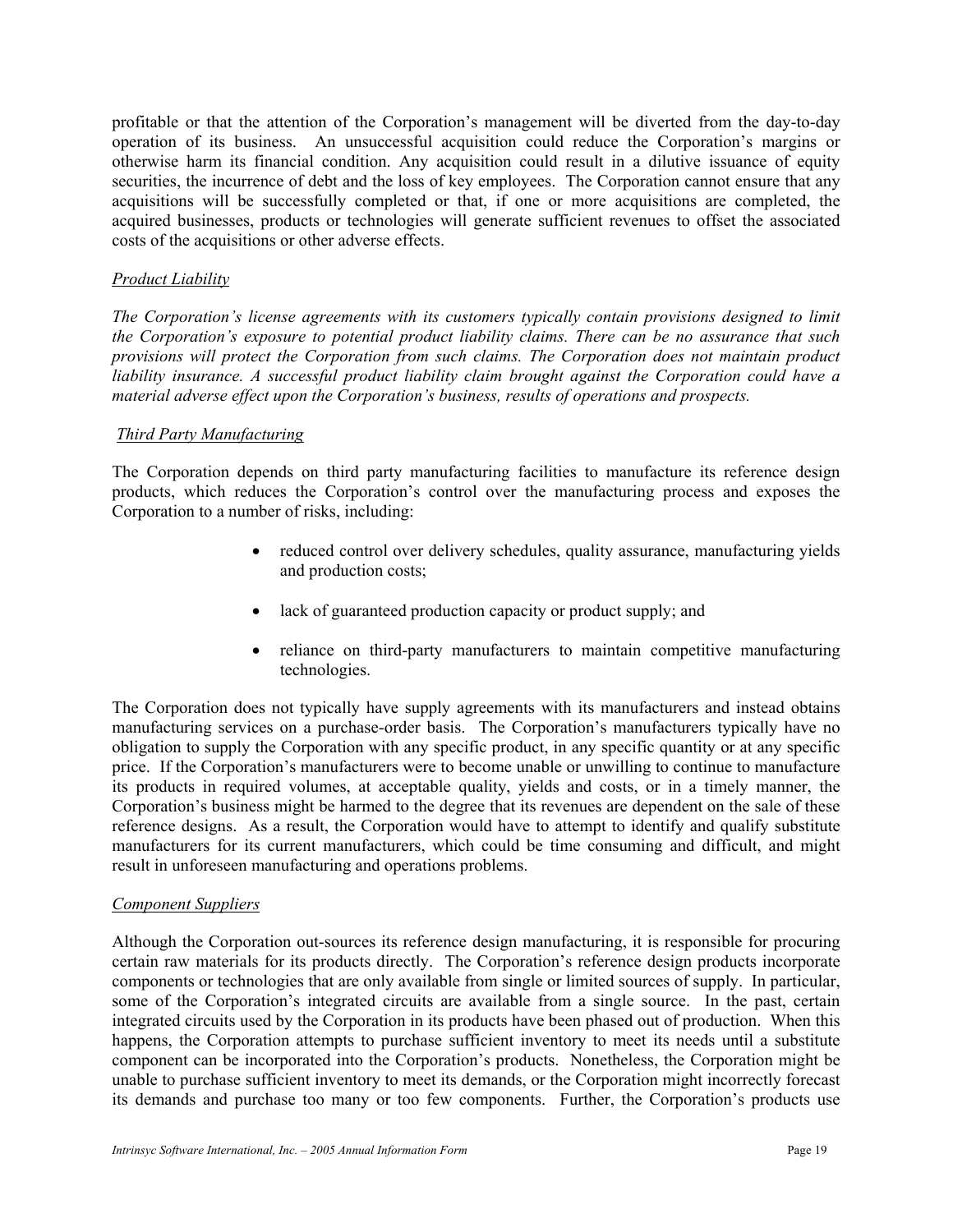profitable or that the attention of the Corporation's management will be diverted from the day-to-day operation of its business. An unsuccessful acquisition could reduce the Corporation's margins or otherwise harm its financial condition. Any acquisition could result in a dilutive issuance of equity securities, the incurrence of debt and the loss of key employees. The Corporation cannot ensure that any acquisitions will be successfully completed or that, if one or more acquisitions are completed, the acquired businesses, products or technologies will generate sufficient revenues to offset the associated costs of the acquisitions or other adverse effects.

*Product Liability*

*The Corporation's license agreements with its customers typically contain provisions designed to limit the Corporation's exposure to potential product liability claims. There can be no assurance that such provisions will protect the Corporation from such claims. The Corporation does not maintain product liability insurance. A successful product liability claim brought against the Corporation could have a material adverse effect upon the Corporation's business, results of operations and prospects.*

*Third Party Manufacturing*

The Corporation depends on third party manufacturing facilities to manufacture its reference design products, which reduces the Corporation's control over the manufacturing process and exposes the Corporation to a number of risks, including:

- reduced control over delivery schedules, quality assurance, manufacturing yields and production costs;
- lack of guaranteed production capacity or product supply; and
- reliance on third-party manufacturers to maintain competitive manufacturing technologies.

The Corporation does not typically have supply agreements with its manufacturers and instead obtains manufacturing services on a purchase-order basis. The Corporation's manufacturers typically have no obligation to supply the Corporation with any specific product, in any specific quantity or at any specific price. If the Corporation's manufacturers were to become unable or unwilling to continue to manufacture its products in required volumes, at acceptable quality, yields and costs, or in a timely manner, the Corporation's business might be harmed to the degree that its revenues are dependent on the sale of these reference designs. As a result, the Corporation would have to attempt to identify and qualify substitute manufacturers for its current manufacturers, which could be time consuming and difficult, and might result in unforeseen manufacturing and operations problems.

*Component Suppliers*

Although the Corporation out-sources its reference design manufacturing, it is responsible for procuring certain raw materials for its products directly. The Corporation's reference design products incorporate components or technologies that are only available from single or limited sources of supply. In particular, some of the Corporation's integrated circuits are available from a single source. In the past, certain integrated circuits used by the Corporation in its products have been phased out of production. When this happens, the Corporation attempts to purchase sufficient inventory to meet its needs until a substitute component can be incorporated into the Corporation's products. Nonetheless, the Corporation might be unable to purchase sufficient inventory to meet its demands, or the Corporation might incorrectly forecast its demands and purchase too many or too few components. Further, the Corporation's products use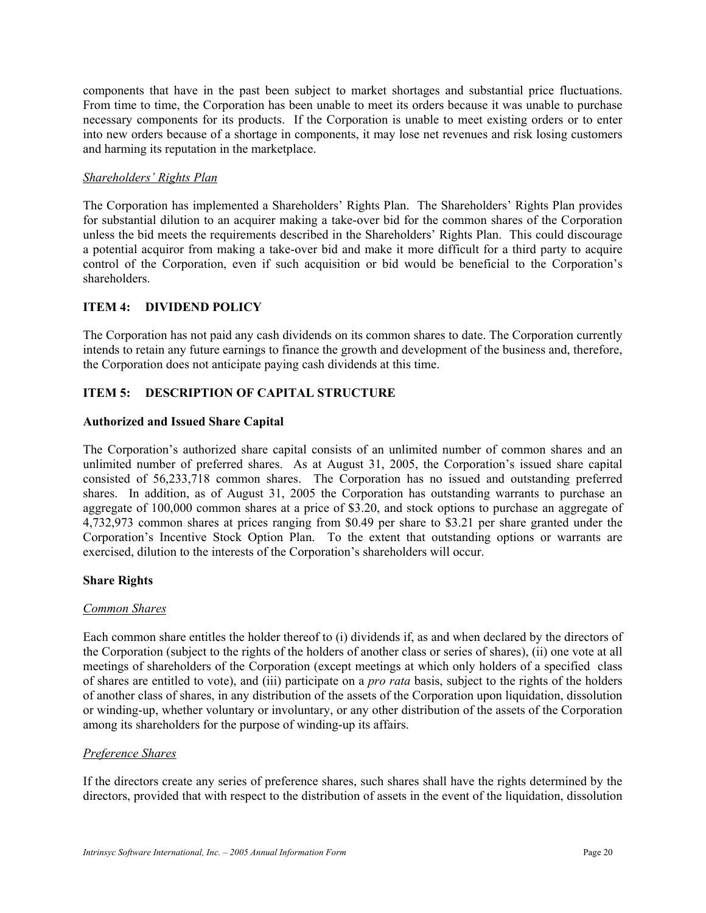components that have in the past been subject to market shortages and substantial price fluctuations. From time to time, the Corporation has been unable to meet its orders because it was unable to purchase necessary components for its products. If the Corporation is unable to meet existing orders or to enter into new orders because of a shortage in components, it may lose net revenues and risk losing customers and harming its reputation in the marketplace.

*Shareholders' Rights Plan*

The Corporation has implemented a Shareholders' Rights Plan. The Shareholders' Rights Plan provides for substantial dilution to an acquirer making a take-over bid for the common shares of the Corporation unless the bid meets the requirements described in the Shareholders' Rights Plan. This could discourage a potential acquiror from making a take-over bid and make it more difficult for a third party to acquire control of the Corporation, even if such acquisition or bid would be beneficial to the Corporation's shareholders.

## ITEM 4: DIVIDEND POLICY

The Corporation has not paid any cash dividends on its common shares to date. The Corporation currently intends to retain any future earnings to finance the growth and development of the business and, therefore, the Corporation does not anticipate paying cash dividends at this time.

## ITEM 5: DESCRIPTION OF CAPITAL STRUCTURE

### Authorized and Issued Share Capital

The Corporation's authorized share capital consists of an unlimited number of common shares and an unlimited number of preferred shares. As at August 31, 2005, the Corporation's issued share capital consisted of 56,233,718 common shares. The Corporation has no issued and outstanding preferred shares. In addition, as of August 31, 2005 the Corporation has outstanding warrants to purchase an aggregate of 100,000 common shares at a price of $3.20, and stock options to purchase an aggregate of 4,732,973 common shares at prices ranging from $0.49 per share to $3.21 per share granted under the Corporation's Incentive Stock Option Plan. To the extent that outstanding options or warrants are exercised, dilution to the interests of the Corporation's shareholders will occur.

### Share Rights

*Common Shares*

Each common share entitles the holder thereof to (i) dividends if, as and when declared by the directors of the Corporation (subject to the rights of the holders of another class or series of shares), (ii) one vote at all meetings of shareholders of the Corporation (except meetings at which only holders of a specified class of shares are entitled to vote), and (iii) participate on a *pro rata* basis, subject to the rights of the holders of another class of shares, in any distribution of the assets of the Corporation upon liquidation, dissolution or winding-up, whether voluntary or involuntary, or any other distribution of the assets of the Corporation among its shareholders for the purpose of winding-up its affairs.

*Preference Shares*

If the directors create any series of preference shares, such shares shall have the rights determined by the directors, provided that with respect to the distribution of assets in the event of the liquidation, dissolution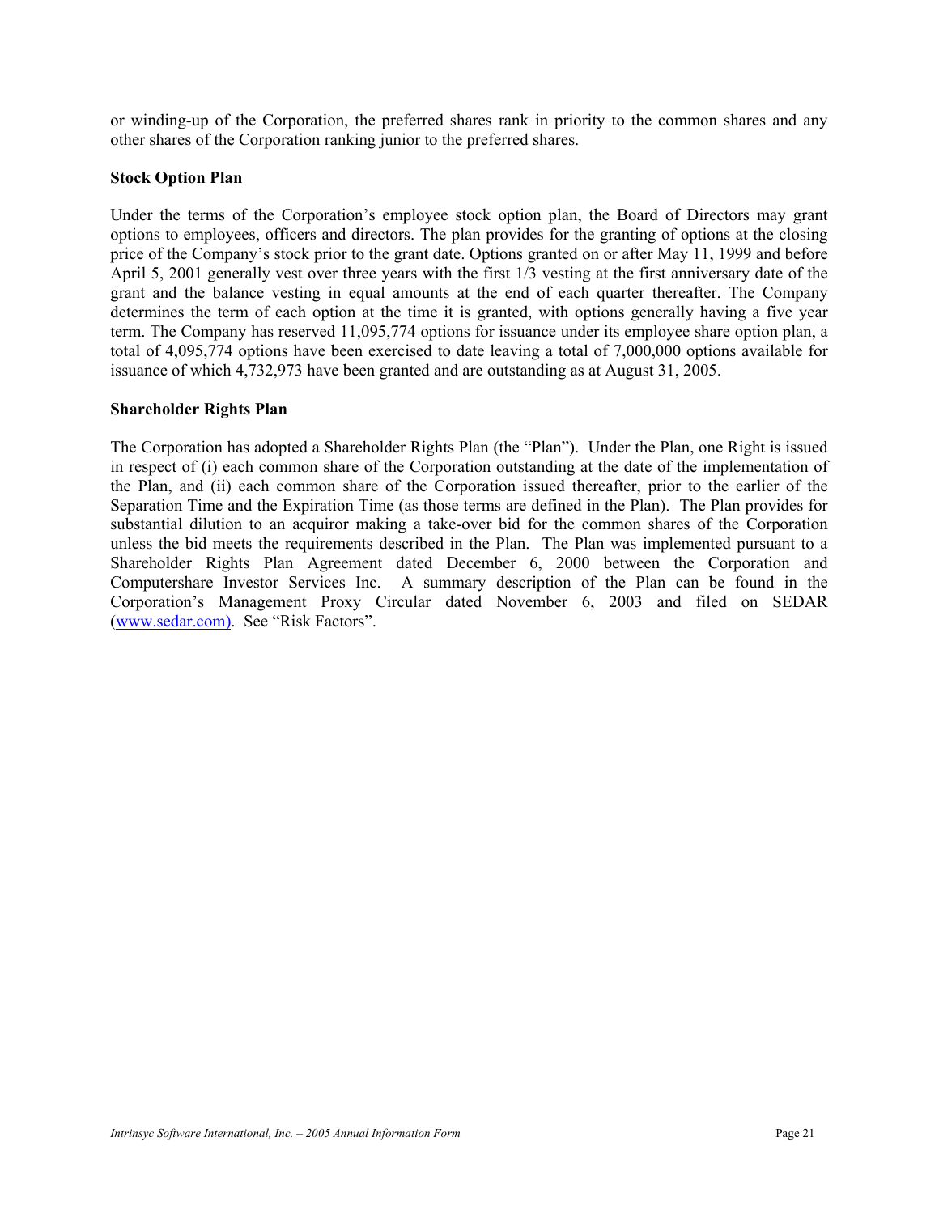or winding-up of the Corporation, the preferred shares rank in priority to the common shares and any other shares of the Corporation ranking junior to the preferred shares.

**Stock Option Plan**

Under the terms of the Corporation's employee stock option plan, the Board of Directors may grant options to employees, officers and directors. The plan provides for the granting of options at the closing price of the Company's stock prior to the grant date. Options granted on or after May 11, 1999 and before April 5, 2001 generally vest over three years with the first 1/3 vesting at the first anniversary date of the grant and the balance vesting in equal amounts at the end of each quarter thereafter. The Company determines the term of each option at the time it is granted, with options generally having a five year term. The Company has reserved 11,095,774 options for issuance under its employee share option plan, a total of 4,095,774 options have been exercised to date leaving a total of 7,000,000 options available for issuance of which 4,732,973 have been granted and are outstanding as at August 31, 2005.

**Shareholder Rights Plan**

The Corporation has adopted a Shareholder Rights Plan (the "Plan"). Under the Plan, one Right is issued in respect of (i) each common share of the Corporation outstanding at the date of the implementation of the Plan, and (ii) each common share of the Corporation issued thereafter, prior to the earlier of the Separation Time and the Expiration Time (as those terms are defined in the Plan). The Plan provides for substantial dilution to an acquiror making a take-over bid for the common shares of the Corporation unless the bid meets the requirements described in the Plan. The Plan was implemented pursuant to a Shareholder Rights Plan Agreement dated December 6, 2000 between the Corporation and Computershare Investor Services Inc. A summary description of the Plan can be found in the Corporation's Management Proxy Circular dated November 6, 2003 and filed on SEDAR (www.sedar.com). See "Risk Factors".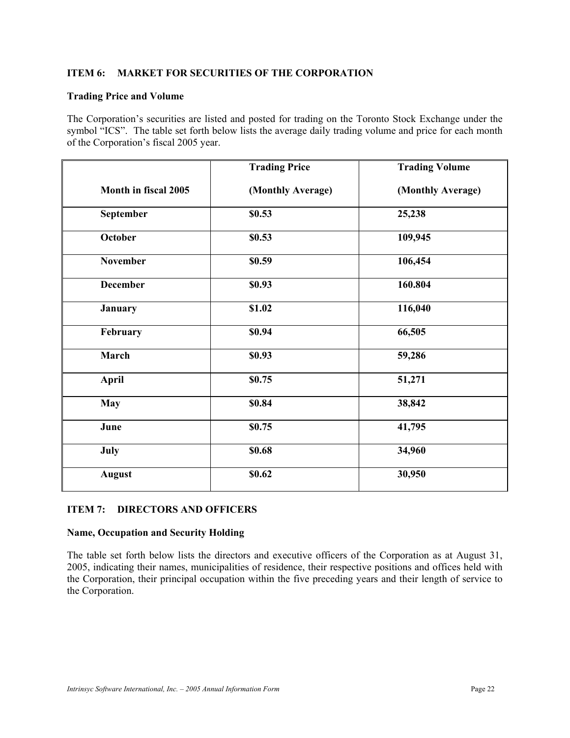## ITEM 6: MARKET FOR SECURITIES OF THE CORPORATION

### Trading Price and Volume

The Corporation's securities are listed and posted for trading on the Toronto Stock Exchange under the symbol "ICS". The table set forth below lists the average daily trading volume and price for each month of the Corporation's fiscal 2005 year.

| Month in fiscal 2005 | Trading Price (Monthly Average) | Trading Volume (Monthly Average) |
|---|---|---|
| **September** | **$0.53** | **25,238** |
| **October** | **$0.53** | **109,945** |
| **November** | **$0.59** | **106,454** |
| **December** | **$0.93** | **160.804** |
| **January** | **$1.02** | **116,040** |
| **February** | **$0.94** | **66,505** |
| **March** | **$0.93** | **59,286** |
| **April** | **$0.75** | **51,271** |
| **May** | **$0.84** | **38,842** |
| **June** | **$0.75** | **41,795** |
| **July** | **$0.68** | **34,960** |
| **August** | **$0.62** | **30,950** |

## ITEM 7: DIRECTORS AND OFFICERS

### Name, Occupation and Security Holding

The table set forth below lists the directors and executive officers of the Corporation as at August 31, 2005, indicating their names, municipalities of residence, their respective positions and offices held with the Corporation, their principal occupation within the five preceding years and their length of service to the Corporation.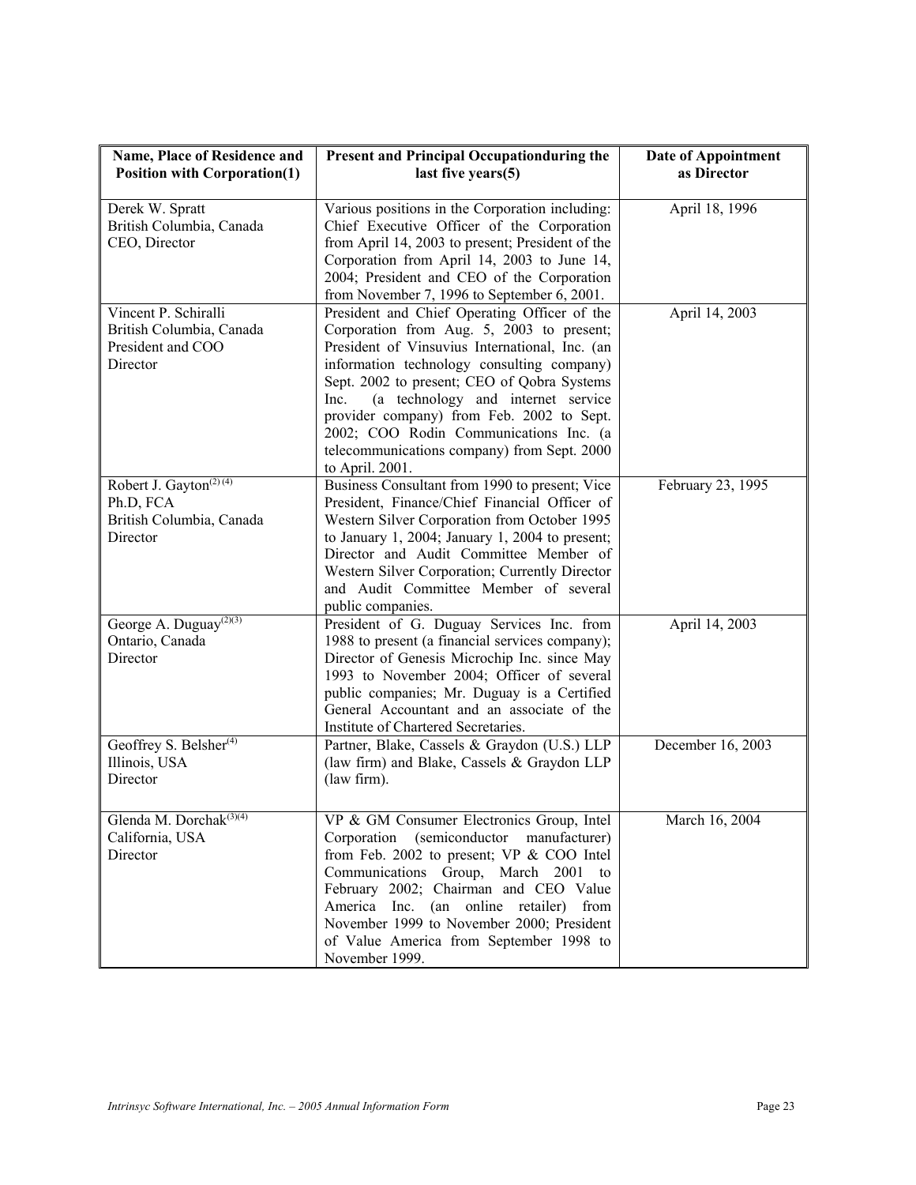| Name, Place of Residence and Position with Corporation(1) | Present and Principal Occupationduring the last five years(5) | Date of Appointment as Director |
|---|---|---|
| Derek W. Spratt<br>British Columbia, Canada<br>CEO, Director | Various positions in the Corporation including: Chief Executive Officer of the Corporation from April 14, 2003 to present; President of the Corporation from April 14, 2003 to June 14, 2004; President and CEO of the Corporation from November 7, 1996 to September 6, 2001. | April 18, 1996 |
| Vincent P. Schiralli<br>British Columbia, Canada<br>President and COO<br>Director | President and Chief Operating Officer of the Corporation from Aug. 5, 2003 to present; President of Vinsuvius International, Inc. (an information technology consulting company) Sept. 2002 to present; CEO of Qobra Systems Inc. (a technology and internet service provider company) from Feb. 2002 to Sept. 2002; COO Rodin Communications Inc. (a telecommunications company) from Sept. 2000 to April. 2001. | April 14, 2003 |
| Robert J. Gayton[(2) (4)]<br>Ph.D, FCA<br>British Columbia, Canada<br>Director | Business Consultant from 1990 to present; Vice President, Finance/Chief Financial Officer of Western Silver Corporation from October 1995 to January 1, 2004; January 1, 2004 to present; Director and Audit Committee Member of Western Silver Corporation; Currently Director and Audit Committee Member of several public companies. | February 23, 1995 |
| George A. Duguay[(2)(3)]<br>Ontario, Canada<br>Director | President of G. Duguay Services Inc. from 1988 to present (a financial services company); Director of Genesis Microchip Inc. since May 1993 to November 2004; Officer of several public companies; Mr. Duguay is a Certified General Accountant and an associate of the Institute of Chartered Secretaries. | April 14, 2003 |
| Geoffrey S. Belsher[(4)]<br>Illinois, USA<br>Director | Partner, Blake, Cassels & Graydon (U.S.) LLP (law firm) and Blake, Cassels & Graydon LLP (law firm). | December 16, 2003 |
| Glenda M. Dorchak[(3)(4)]<br>California, USA<br>Director | VP & GM Consumer Electronics Group, Intel Corporation (semiconductor manufacturer) from Feb. 2002 to present; VP & COO Intel Communications Group, March 2001 to February 2002; Chairman and CEO Value America Inc. (an online retailer) from November 1999 to November 2000; President of Value America from September 1998 to November 1999. | March 16, 2004 |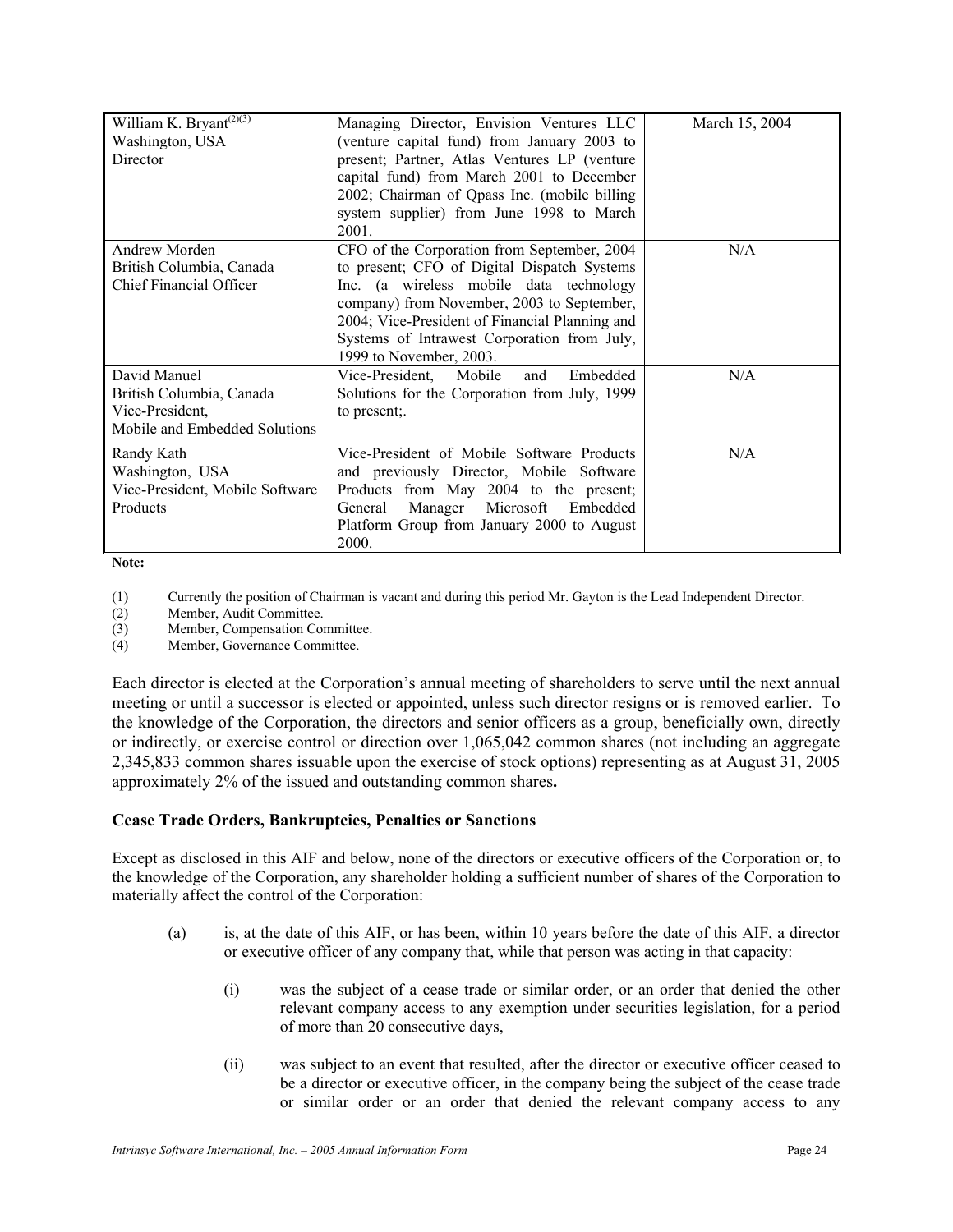| | | |
|---|---|---|
| William K. Bryant[(2)(3)]<br>Washington, USA<br>Director | Managing Director, Envision Ventures LLC (venture capital fund) from January 2003 to present; Partner, Atlas Ventures LP (venture capital fund) from March 2001 to December 2002; Chairman of Qpass Inc. (mobile billing system supplier) from June 1998 to March 2001. | March 15, 2004 |
| Andrew Morden<br>British Columbia, Canada<br>Chief Financial Officer | CFO of the Corporation from September, 2004 to present; CFO of Digital Dispatch Systems Inc. (a wireless mobile data technology company) from November, 2003 to September, 2004; Vice-President of Financial Planning and Systems of Intrawest Corporation from July, 1999 to November, 2003. | N/A |
| David Manuel<br>British Columbia, Canada<br>Vice-President,<br>Mobile and Embedded Solutions | Vice-President, Mobile and Embedded Solutions for the Corporation from July, 1999 to present;. | N/A |
| Randy Kath<br>Washington, USA<br>Vice-President, Mobile Software Products | Vice-President of Mobile Software Products and previously Director, Mobile Software Products from May 2004 to the present; General Manager Microsoft Embedded Platform Group from January 2000 to August 2000. | N/A |

**Note:**

(1) Currently the position of Chairman is vacant and during this period Mr. Gayton is the Lead Independent Director.
(2) Member, Audit Committee.
(3) Member, Compensation Committee.
(4) Member, Governance Committee.

Each director is elected at the Corporation's annual meeting of shareholders to serve until the next annual meeting or until a successor is elected or appointed, unless such director resigns or is removed earlier. To the knowledge of the Corporation, the directors and senior officers as a group, beneficially own, directly or indirectly, or exercise control or direction over 1,065,042 common shares (not including an aggregate 2,345,833 common shares issuable upon the exercise of stock options) representing as at August 31, 2005 approximately 2% of the issued and outstanding common shares**.**

### Cease Trade Orders, Bankruptcies, Penalties or Sanctions

Except as disclosed in this AIF and below, none of the directors or executive officers of the Corporation or, to the knowledge of the Corporation, any shareholder holding a sufficient number of shares of the Corporation to materially affect the control of the Corporation:

(a) is, at the date of this AIF, or has been, within 10 years before the date of this AIF, a director or executive officer of any company that, while that person was acting in that capacity:

(i) was the subject of a cease trade or similar order, or an order that denied the other relevant company access to any exemption under securities legislation, for a period of more than 20 consecutive days,

(ii) was subject to an event that resulted, after the director or executive officer ceased to be a director or executive officer, in the company being the subject of the cease trade or similar order or an order that denied the relevant company access to any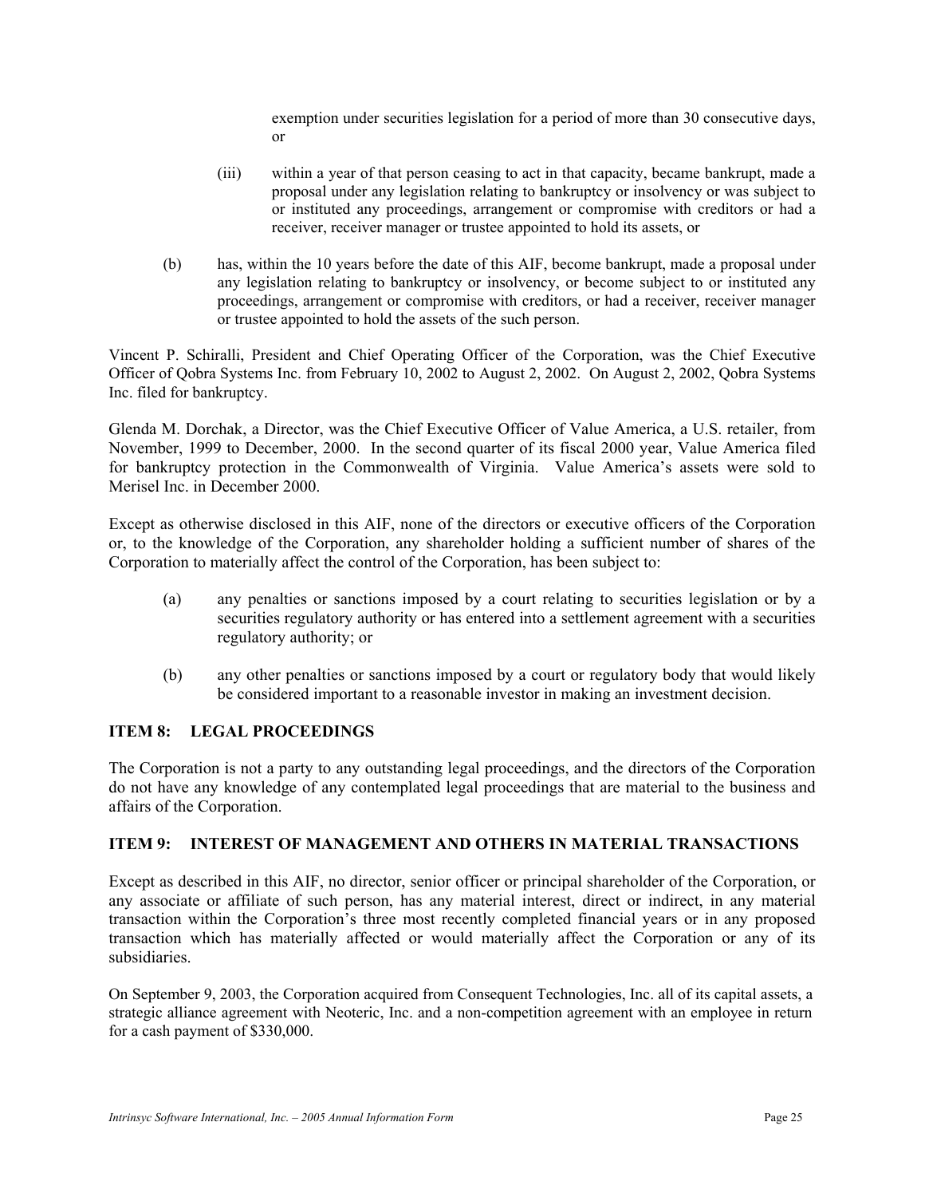exemption under securities legislation for a period of more than 30 consecutive days, or

(iii) within a year of that person ceasing to act in that capacity, became bankrupt, made a proposal under any legislation relating to bankruptcy or insolvency or was subject to or instituted any proceedings, arrangement or compromise with creditors or had a receiver, receiver manager or trustee appointed to hold its assets, or

(b) has, within the 10 years before the date of this AIF, become bankrupt, made a proposal under any legislation relating to bankruptcy or insolvency, or become subject to or instituted any proceedings, arrangement or compromise with creditors, or had a receiver, receiver manager or trustee appointed to hold the assets of the such person.

Vincent P. Schiralli, President and Chief Operating Officer of the Corporation, was the Chief Executive Officer of Qobra Systems Inc. from February 10, 2002 to August 2, 2002. On August 2, 2002, Qobra Systems Inc. filed for bankruptcy.

Glenda M. Dorchak, a Director, was the Chief Executive Officer of Value America, a U.S. retailer, from November, 1999 to December, 2000. In the second quarter of its fiscal 2000 year, Value America filed for bankruptcy protection in the Commonwealth of Virginia. Value America's assets were sold to Merisel Inc. in December 2000.

Except as otherwise disclosed in this AIF, none of the directors or executive officers of the Corporation or, to the knowledge of the Corporation, any shareholder holding a sufficient number of shares of the Corporation to materially affect the control of the Corporation, has been subject to:

(a) any penalties or sanctions imposed by a court relating to securities legislation or by a securities regulatory authority or has entered into a settlement agreement with a securities regulatory authority; or

(b) any other penalties or sanctions imposed by a court or regulatory body that would likely be considered important to a reasonable investor in making an investment decision.

## ITEM 8: LEGAL PROCEEDINGS

The Corporation is not a party to any outstanding legal proceedings, and the directors of the Corporation do not have any knowledge of any contemplated legal proceedings that are material to the business and affairs of the Corporation.

## ITEM 9: INTEREST OF MANAGEMENT AND OTHERS IN MATERIAL TRANSACTIONS

Except as described in this AIF, no director, senior officer or principal shareholder of the Corporation, or any associate or affiliate of such person, has any material interest, direct or indirect, in any material transaction within the Corporation's three most recently completed financial years or in any proposed transaction which has materially affected or would materially affect the Corporation or any of its subsidiaries.

On September 9, 2003, the Corporation acquired from Consequent Technologies, Inc. all of its capital assets, a strategic alliance agreement with Neoteric, Inc. and a non-competition agreement with an employee in return for a cash payment of $330,000.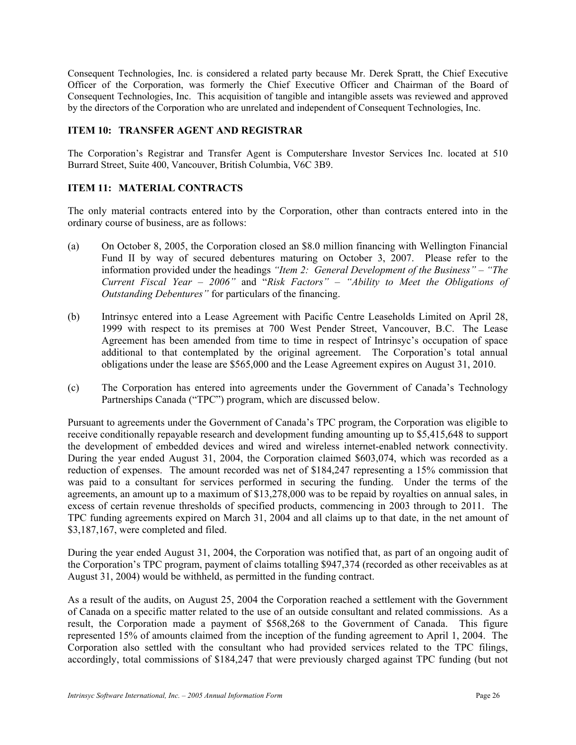Consequent Technologies, Inc. is considered a related party because Mr. Derek Spratt, the Chief Executive Officer of the Corporation, was formerly the Chief Executive Officer and Chairman of the Board of Consequent Technologies, Inc. This acquisition of tangible and intangible assets was reviewed and approved by the directors of the Corporation who are unrelated and independent of Consequent Technologies, Inc.

## ITEM 10: TRANSFER AGENT AND REGISTRAR

The Corporation's Registrar and Transfer Agent is Computershare Investor Services Inc. located at 510 Burrard Street, Suite 400, Vancouver, British Columbia, V6C 3B9.

## ITEM 11: MATERIAL CONTRACTS

The only material contracts entered into by the Corporation, other than contracts entered into in the ordinary course of business, are as follows:

(a) On October 8, 2005, the Corporation closed an $8.0 million financing with Wellington Financial Fund II by way of secured debentures maturing on October 3, 2007. Please refer to the information provided under the headings *"Item 2: General Development of the Business" – "The Current Fiscal Year – 2006"* and "*Risk Factors" – "Ability to Meet the Obligations of Outstanding Debentures"* for particulars of the financing.

(b) Intrinsyc entered into a Lease Agreement with Pacific Centre Leaseholds Limited on April 28, 1999 with respect to its premises at 700 West Pender Street, Vancouver, B.C. The Lease Agreement has been amended from time to time in respect of Intrinsyc's occupation of space additional to that contemplated by the original agreement. The Corporation's total annual obligations under the lease are $565,000 and the Lease Agreement expires on August 31, 2010.

(c) The Corporation has entered into agreements under the Government of Canada's Technology Partnerships Canada ("TPC") program, which are discussed below.

Pursuant to agreements under the Government of Canada's TPC program, the Corporation was eligible to receive conditionally repayable research and development funding amounting up to $5,415,648 to support the development of embedded devices and wired and wireless internet-enabled network connectivity. During the year ended August 31, 2004, the Corporation claimed $603,074, which was recorded as a reduction of expenses. The amount recorded was net of $184,247 representing a 15% commission that was paid to a consultant for services performed in securing the funding. Under the terms of the agreements, an amount up to a maximum of $13,278,000 was to be repaid by royalties on annual sales, in excess of certain revenue thresholds of specified products, commencing in 2003 through to 2011. The TPC funding agreements expired on March 31, 2004 and all claims up to that date, in the net amount of $3,187,167, were completed and filed.

During the year ended August 31, 2004, the Corporation was notified that, as part of an ongoing audit of the Corporation's TPC program, payment of claims totalling $947,374 (recorded as other receivables as at August 31, 2004) would be withheld, as permitted in the funding contract.

As a result of the audits, on August 25, 2004 the Corporation reached a settlement with the Government of Canada on a specific matter related to the use of an outside consultant and related commissions. As a result, the Corporation made a payment of $568,268 to the Government of Canada. This figure represented 15% of amounts claimed from the inception of the funding agreement to April 1, 2004. The Corporation also settled with the consultant who had provided services related to the TPC filings, accordingly, total commissions of $184,247 that were previously charged against TPC funding (but not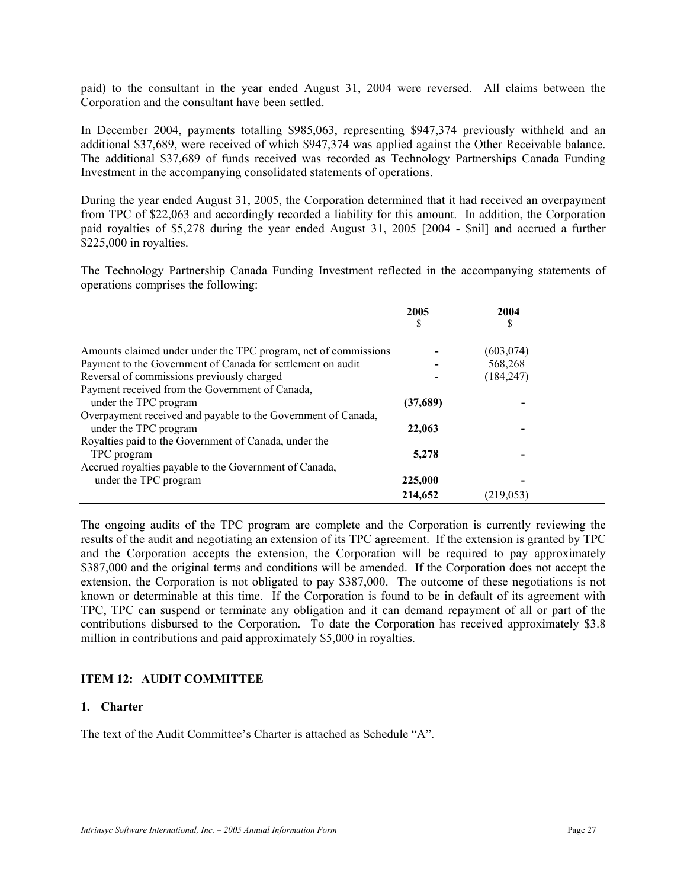paid) to the consultant in the year ended August 31, 2004 were reversed. All claims between the Corporation and the consultant have been settled.

In December 2004, payments totalling $985,063, representing $947,374 previously withheld and an additional $37,689, were received of which $947,374 was applied against the Other Receivable balance. The additional $37,689 of funds received was recorded as Technology Partnerships Canada Funding Investment in the accompanying consolidated statements of operations.

During the year ended August 31, 2005, the Corporation determined that it had received an overpayment from TPC of $22,063 and accordingly recorded a liability for this amount. In addition, the Corporation paid royalties of $5,278 during the year ended August 31, 2005 [2004 - $nil] and accrued a further $225,000 in royalties.

The Technology Partnership Canada Funding Investment reflected in the accompanying statements of operations comprises the following:

| | 2005<br>$ | 2004<br>$ |
|---|---|---|
| Amounts claimed under under the TPC program, net of commissions | **-** | (603,074) |
| Payment to the Government of Canada for settlement on audit | **-** | 568,268 |
| Reversal of commissions previously charged | - | (184,247) |
| Payment received from the Government of Canada, under the TPC program | **(37,689)** | - |
| Overpayment received and payable to the Government of Canada, under the TPC program | **22,063** | - |
| Royalties paid to the Government of Canada, under the TPC program | **5,278** | - |
| Accrued royalties payable to the Government of Canada, under the TPC program | **225,000** | - |
| | **214,652** | (219,053) |

The ongoing audits of the TPC program are complete and the Corporation is currently reviewing the results of the audit and negotiating an extension of its TPC agreement. If the extension is granted by TPC and the Corporation accepts the extension, the Corporation will be required to pay approximately $387,000 and the original terms and conditions will be amended. If the Corporation does not accept the extension, the Corporation is not obligated to pay $387,000. The outcome of these negotiations is not known or determinable at this time. If the Corporation is found to be in default of its agreement with TPC, TPC can suspend or terminate any obligation and it can demand repayment of all or part of the contributions disbursed to the Corporation. To date the Corporation has received approximately $3.8 million in contributions and paid approximately $5,000 in royalties.

## ITEM 12: AUDIT COMMITTEE

### 1. Charter

The text of the Audit Committee's Charter is attached as Schedule "A".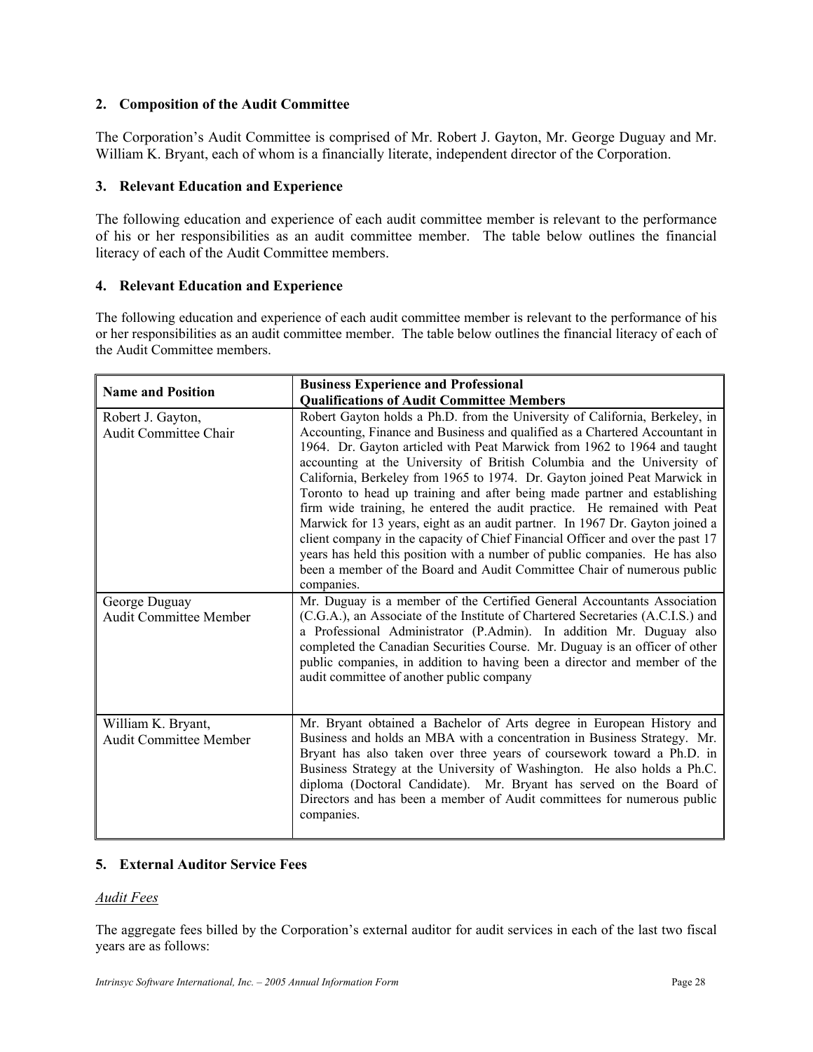### 2. Composition of the Audit Committee

The Corporation's Audit Committee is comprised of Mr. Robert J. Gayton, Mr. George Duguay and Mr. William K. Bryant, each of whom is a financially literate, independent director of the Corporation.

### 3. Relevant Education and Experience

The following education and experience of each audit committee member is relevant to the performance of his or her responsibilities as an audit committee member. The table below outlines the financial literacy of each of the Audit Committee members.

### 4. Relevant Education and Experience

The following education and experience of each audit committee member is relevant to the performance of his or her responsibilities as an audit committee member. The table below outlines the financial literacy of each of the Audit Committee members.

| Name and Position | Business Experience and Professional Qualifications of Audit Committee Members |
|---|---|
| Robert J. Gayton, Audit Committee Chair | Robert Gayton holds a Ph.D. from the University of California, Berkeley, in Accounting, Finance and Business and qualified as a Chartered Accountant in 1964. Dr. Gayton articled with Peat Marwick from 1962 to 1964 and taught accounting at the University of British Columbia and the University of California, Berkeley from 1965 to 1974. Dr. Gayton joined Peat Marwick in Toronto to head up training and after being made partner and establishing firm wide training, he entered the audit practice. He remained with Peat Marwick for 13 years, eight as an audit partner. In 1967 Dr. Gayton joined a client company in the capacity of Chief Financial Officer and over the past 17 years has held this position with a number of public companies. He has also been a member of the Board and Audit Committee Chair of numerous public companies. |
| George Duguay Audit Committee Member | Mr. Duguay is a member of the Certified General Accountants Association (C.G.A.), an Associate of the Institute of Chartered Secretaries (A.C.I.S.) and a Professional Administrator (P.Admin). In addition Mr. Duguay also completed the Canadian Securities Course. Mr. Duguay is an officer of other public companies, in addition to having been a director and member of the audit committee of another public company |
| William K. Bryant, Audit Committee Member | Mr. Bryant obtained a Bachelor of Arts degree in European History and Business and holds an MBA with a concentration in Business Strategy. Mr. Bryant has also taken over three years of coursework toward a Ph.D. in Business Strategy at the University of Washington. He also holds a Ph.C. diploma (Doctoral Candidate). Mr. Bryant has served on the Board of Directors and has been a member of Audit committees for numerous public companies. |

### 5. External Auditor Service Fees

*Audit Fees*

The aggregate fees billed by the Corporation's external auditor for audit services in each of the last two fiscal years are as follows: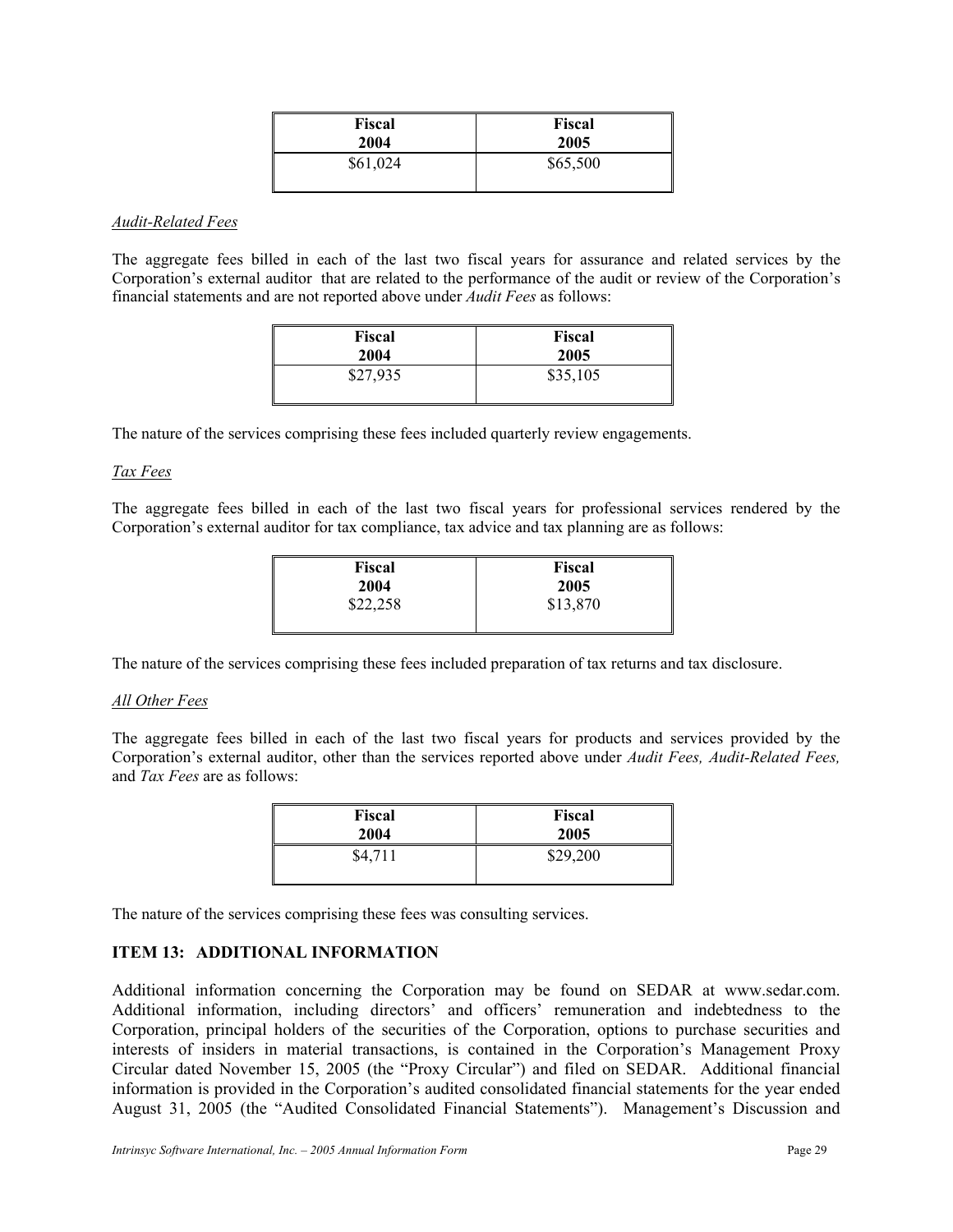| Fiscal 2004 | Fiscal 2005 |
| --- | --- |
| $61,024 | $65,500 |

*Audit-Related Fees*

The aggregate fees billed in each of the last two fiscal years for assurance and related services by the Corporation's external auditor that are related to the performance of the audit or review of the Corporation's financial statements and are not reported above under *Audit Fees* as follows:

| Fiscal 2004 | Fiscal 2005 |
| --- | --- |
| $27,935 | $35,105 |

The nature of the services comprising these fees included quarterly review engagements.

*Tax Fees*

The aggregate fees billed in each of the last two fiscal years for professional services rendered by the Corporation's external auditor for tax compliance, tax advice and tax planning are as follows:

| Fiscal 2004 | Fiscal 2005 |
| --- | --- |
| $22,258 | $13,870 |

The nature of the services comprising these fees included preparation of tax returns and tax disclosure.

*All Other Fees*

The aggregate fees billed in each of the last two fiscal years for products and services provided by the Corporation's external auditor, other than the services reported above under *Audit Fees, Audit-Related Fees,* and *Tax Fees* are as follows:

| Fiscal 2004 | Fiscal 2005 |
| --- | --- |
| $4,711 | $29,200 |

The nature of the services comprising these fees was consulting services.

## ITEM 13: ADDITIONAL INFORMATION

Additional information concerning the Corporation may be found on SEDAR at www.sedar.com. Additional information, including directors' and officers' remuneration and indebtedness to the Corporation, principal holders of the securities of the Corporation, options to purchase securities and interests of insiders in material transactions, is contained in the Corporation's Management Proxy Circular dated November 15, 2005 (the "Proxy Circular") and filed on SEDAR. Additional financial information is provided in the Corporation's audited consolidated financial statements for the year ended August 31, 2005 (the "Audited Consolidated Financial Statements"). Management's Discussion and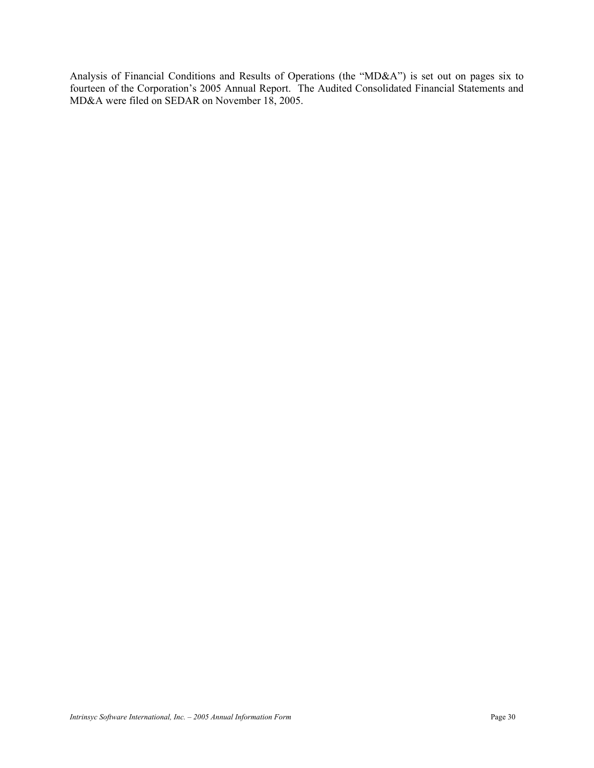Analysis of Financial Conditions and Results of Operations (the "MD&A") is set out on pages six to fourteen of the Corporation's 2005 Annual Report. The Audited Consolidated Financial Statements and MD&A were filed on SEDAR on November 18, 2005.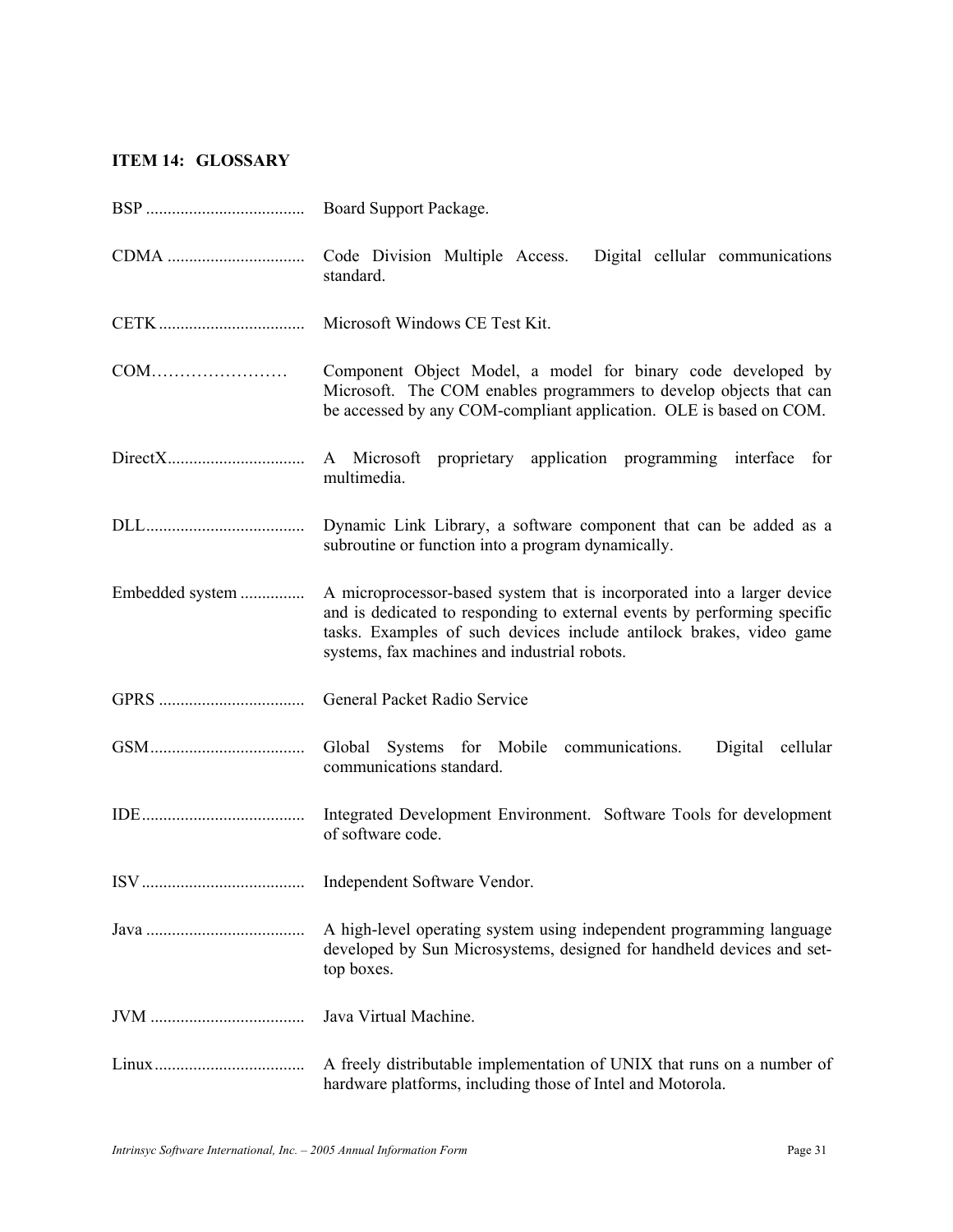## ITEM 14: GLOSSARY

| Term | Definition |
|---|---|
| BSP | Board Support Package. |
| CDMA | Code Division Multiple Access. Digital cellular communications standard. |
| CETK | Microsoft Windows CE Test Kit. |
| COM | Component Object Model, a model for binary code developed by Microsoft. The COM enables programmers to develop objects that can be accessed by any COM-compliant application. OLE is based on COM. |
| DirectX | A Microsoft proprietary application programming interface for multimedia. |
| DLL | Dynamic Link Library, a software component that can be added as a subroutine or function into a program dynamically. |
| Embedded system | A microprocessor-based system that is incorporated into a larger device and is dedicated to responding to external events by performing specific tasks. Examples of such devices include antilock brakes, video game systems, fax machines and industrial robots. |
| GPRS | General Packet Radio Service |
| GSM | Global Systems for Mobile communications. Digital cellular communications standard. |
| IDE | Integrated Development Environment. Software Tools for development of software code. |
| ISV | Independent Software Vendor. |
| Java | A high-level operating system using independent programming language developed by Sun Microsystems, designed for handheld devices and set-top boxes. |
| JVM | Java Virtual Machine. |
| Linux | A freely distributable implementation of UNIX that runs on a number of hardware platforms, including those of Intel and Motorola. |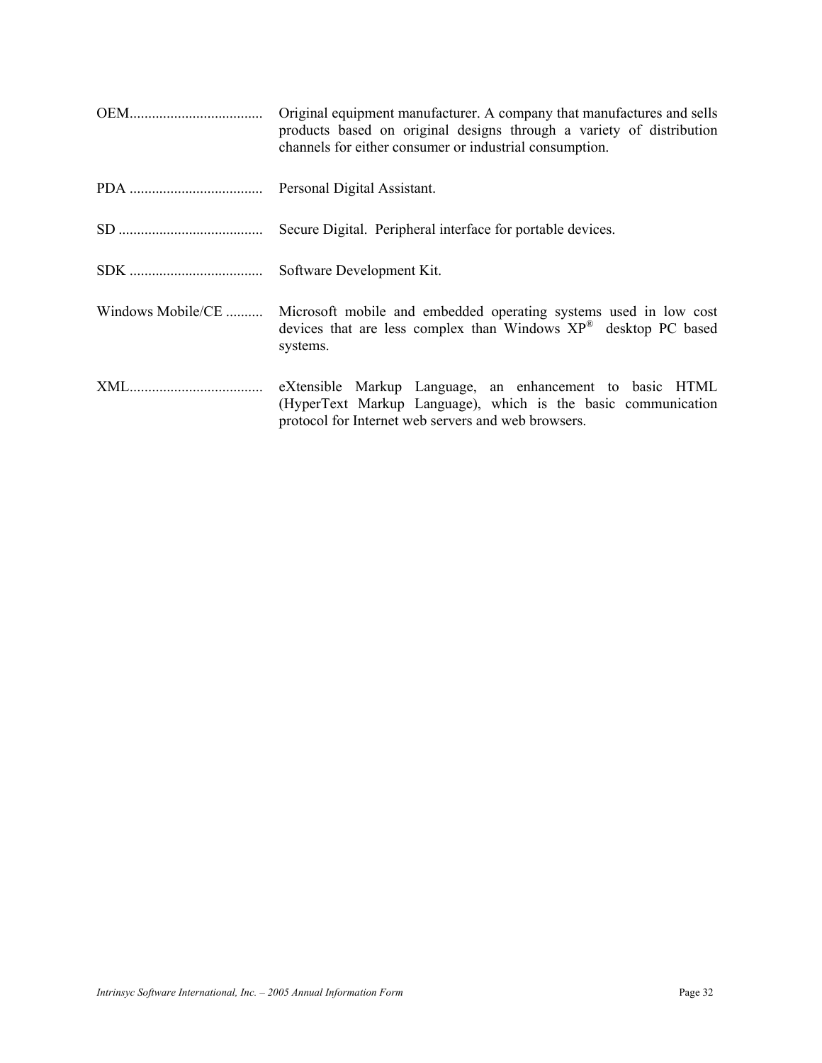| | |
|---|---|
| OEM.................................... | Original equipment manufacturer. A company that manufactures and sells products based on original designs through a variety of distribution channels for either consumer or industrial consumption. |
| PDA .................................... | Personal Digital Assistant. |
| SD ....................................... | Secure Digital. Peripheral interface for portable devices. |
| SDK .................................... | Software Development Kit. |
| Windows Mobile/CE .......... | Microsoft mobile and embedded operating systems used in low cost devices that are less complex than Windows XP® desktop PC based systems. |
| XML.................................... | eXtensible Markup Language, an enhancement to basic HTML (HyperText Markup Language), which is the basic communication protocol for Internet web servers and web browsers. |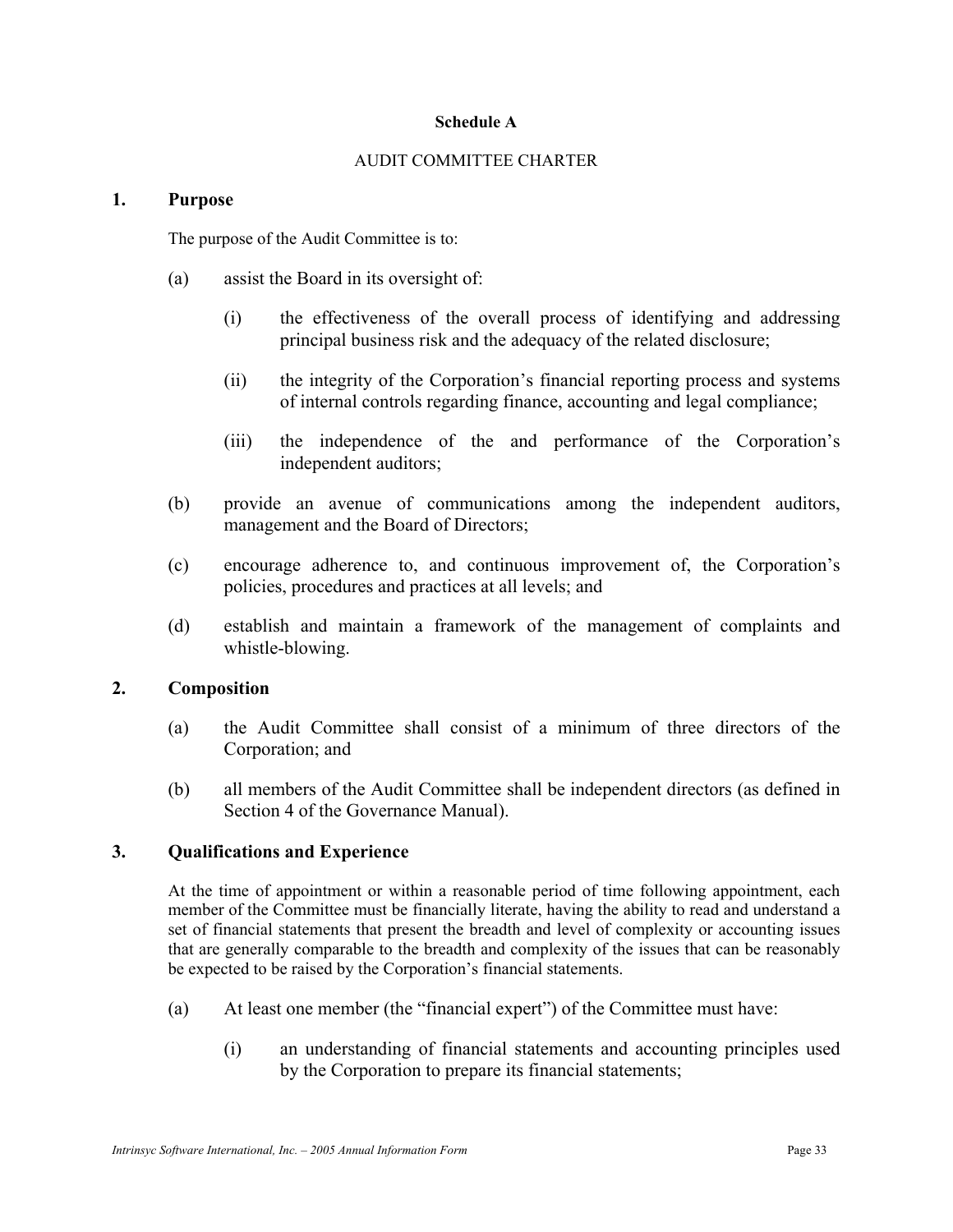**Schedule A**

AUDIT COMMITTEE CHARTER

## 1. Purpose

The purpose of the Audit Committee is to:

(a) assist the Board in its oversight of:

  (i) the effectiveness of the overall process of identifying and addressing principal business risk and the adequacy of the related disclosure;

  (ii) the integrity of the Corporation's financial reporting process and systems of internal controls regarding finance, accounting and legal compliance;

  (iii) the independence of the and performance of the Corporation's independent auditors;

(b) provide an avenue of communications among the independent auditors, management and the Board of Directors;

(c) encourage adherence to, and continuous improvement of, the Corporation's policies, procedures and practices at all levels; and

(d) establish and maintain a framework of the management of complaints and whistle-blowing.

## 2. Composition

(a) the Audit Committee shall consist of a minimum of three directors of the Corporation; and

(b) all members of the Audit Committee shall be independent directors (as defined in Section 4 of the Governance Manual).

## 3. Qualifications and Experience

At the time of appointment or within a reasonable period of time following appointment, each member of the Committee must be financially literate, having the ability to read and understand a set of financial statements that present the breadth and level of complexity or accounting issues that are generally comparable to the breadth and complexity of the issues that can be reasonably be expected to be raised by the Corporation's financial statements.

(a) At least one member (the "financial expert") of the Committee must have:

  (i) an understanding of financial statements and accounting principles used by the Corporation to prepare its financial statements;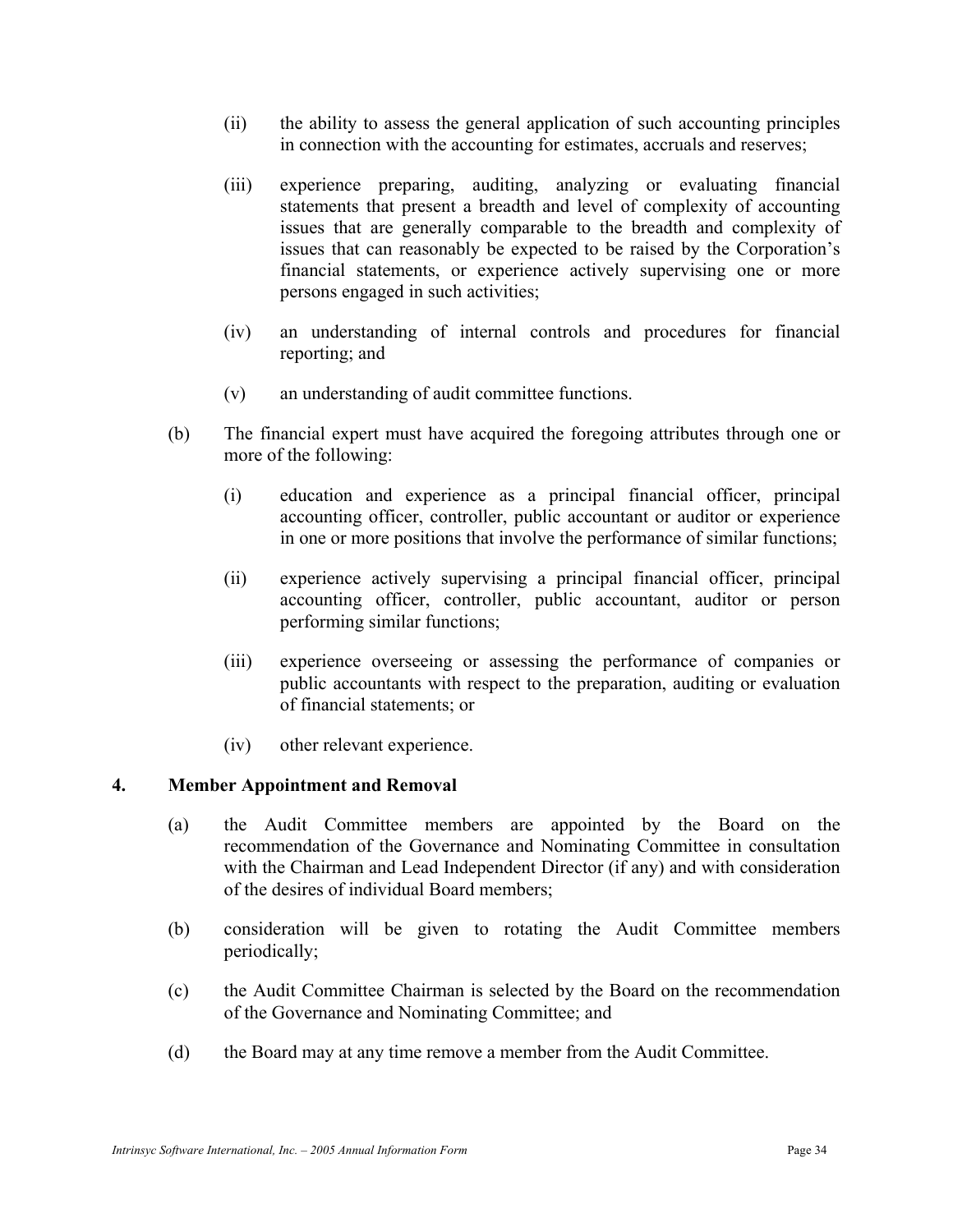(ii) the ability to assess the general application of such accounting principles in connection with the accounting for estimates, accruals and reserves;

(iii) experience preparing, auditing, analyzing or evaluating financial statements that present a breadth and level of complexity of accounting issues that are generally comparable to the breadth and complexity of issues that can reasonably be expected to be raised by the Corporation's financial statements, or experience actively supervising one or more persons engaged in such activities;

(iv) an understanding of internal controls and procedures for financial reporting; and

(v) an understanding of audit committee functions.

(b) The financial expert must have acquired the foregoing attributes through one or more of the following:

(i) education and experience as a principal financial officer, principal accounting officer, controller, public accountant or auditor or experience in one or more positions that involve the performance of similar functions;

(ii) experience actively supervising a principal financial officer, principal accounting officer, controller, public accountant, auditor or person performing similar functions;

(iii) experience overseeing or assessing the performance of companies or public accountants with respect to the preparation, auditing or evaluation of financial statements; or

(iv) other relevant experience.

## 4. Member Appointment and Removal

(a) the Audit Committee members are appointed by the Board on the recommendation of the Governance and Nominating Committee in consultation with the Chairman and Lead Independent Director (if any) and with consideration of the desires of individual Board members;

(b) consideration will be given to rotating the Audit Committee members periodically;

(c) the Audit Committee Chairman is selected by the Board on the recommendation of the Governance and Nominating Committee; and

(d) the Board may at any time remove a member from the Audit Committee.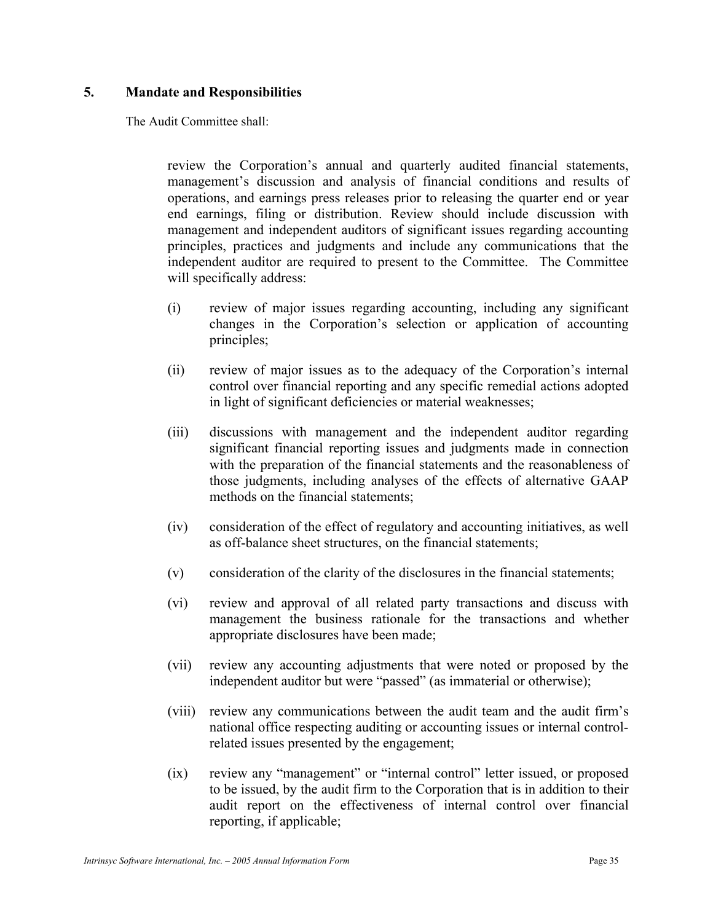## 5. Mandate and Responsibilities

The Audit Committee shall:

review the Corporation's annual and quarterly audited financial statements, management's discussion and analysis of financial conditions and results of operations, and earnings press releases prior to releasing the quarter end or year end earnings, filing or distribution. Review should include discussion with management and independent auditors of significant issues regarding accounting principles, practices and judgments and include any communications that the independent auditor are required to present to the Committee. The Committee will specifically address:

(i) review of major issues regarding accounting, including any significant changes in the Corporation's selection or application of accounting principles;

(ii) review of major issues as to the adequacy of the Corporation's internal control over financial reporting and any specific remedial actions adopted in light of significant deficiencies or material weaknesses;

(iii) discussions with management and the independent auditor regarding significant financial reporting issues and judgments made in connection with the preparation of the financial statements and the reasonableness of those judgments, including analyses of the effects of alternative GAAP methods on the financial statements;

(iv) consideration of the effect of regulatory and accounting initiatives, as well as off-balance sheet structures, on the financial statements;

(v) consideration of the clarity of the disclosures in the financial statements;

(vi) review and approval of all related party transactions and discuss with management the business rationale for the transactions and whether appropriate disclosures have been made;

(vii) review any accounting adjustments that were noted or proposed by the independent auditor but were "passed" (as immaterial or otherwise);

(viii) review any communications between the audit team and the audit firm's national office respecting auditing or accounting issues or internal control-related issues presented by the engagement;

(ix) review any "management" or "internal control" letter issued, or proposed to be issued, by the audit firm to the Corporation that is in addition to their audit report on the effectiveness of internal control over financial reporting, if applicable;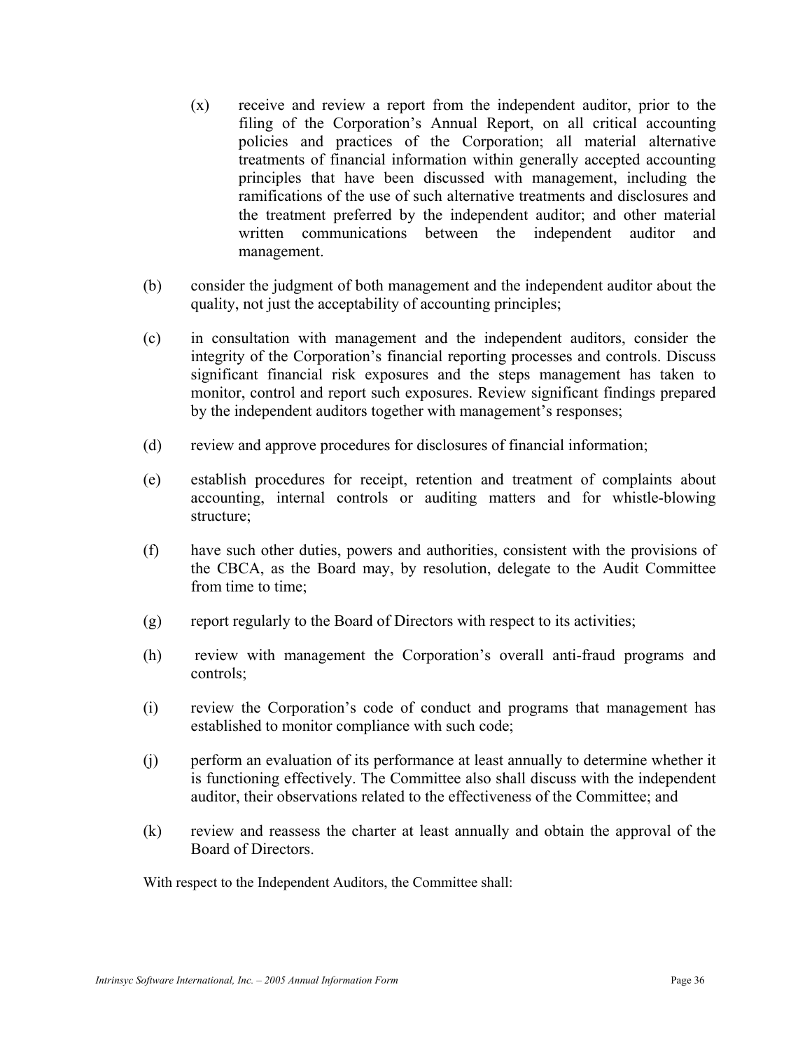(x) receive and review a report from the independent auditor, prior to the filing of the Corporation's Annual Report, on all critical accounting policies and practices of the Corporation; all material alternative treatments of financial information within generally accepted accounting principles that have been discussed with management, including the ramifications of the use of such alternative treatments and disclosures and the treatment preferred by the independent auditor; and other material written communications between the independent auditor and management.

(b) consider the judgment of both management and the independent auditor about the quality, not just the acceptability of accounting principles;

(c) in consultation with management and the independent auditors, consider the integrity of the Corporation's financial reporting processes and controls. Discuss significant financial risk exposures and the steps management has taken to monitor, control and report such exposures. Review significant findings prepared by the independent auditors together with management's responses;

(d) review and approve procedures for disclosures of financial information;

(e) establish procedures for receipt, retention and treatment of complaints about accounting, internal controls or auditing matters and for whistle-blowing structure;

(f) have such other duties, powers and authorities, consistent with the provisions of the CBCA, as the Board may, by resolution, delegate to the Audit Committee from time to time;

(g) report regularly to the Board of Directors with respect to its activities;

(h) review with management the Corporation's overall anti-fraud programs and controls;

(i) review the Corporation's code of conduct and programs that management has established to monitor compliance with such code;

(j) perform an evaluation of its performance at least annually to determine whether it is functioning effectively. The Committee also shall discuss with the independent auditor, their observations related to the effectiveness of the Committee; and

(k) review and reassess the charter at least annually and obtain the approval of the Board of Directors.

With respect to the Independent Auditors, the Committee shall: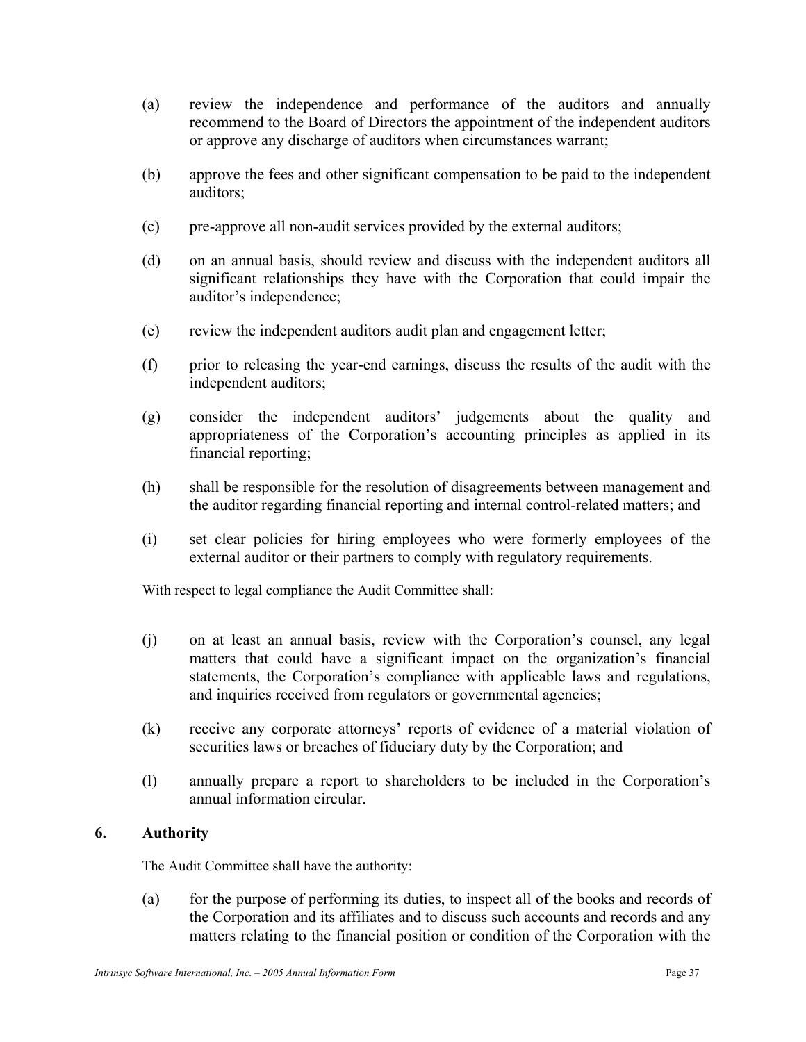(a) review the independence and performance of the auditors and annually recommend to the Board of Directors the appointment of the independent auditors or approve any discharge of auditors when circumstances warrant;

(b) approve the fees and other significant compensation to be paid to the independent auditors;

(c) pre-approve all non-audit services provided by the external auditors;

(d) on an annual basis, should review and discuss with the independent auditors all significant relationships they have with the Corporation that could impair the auditor's independence;

(e) review the independent auditors audit plan and engagement letter;

(f) prior to releasing the year-end earnings, discuss the results of the audit with the independent auditors;

(g) consider the independent auditors' judgements about the quality and appropriateness of the Corporation's accounting principles as applied in its financial reporting;

(h) shall be responsible for the resolution of disagreements between management and the auditor regarding financial reporting and internal control-related matters; and

(i) set clear policies for hiring employees who were formerly employees of the external auditor or their partners to comply with regulatory requirements.

With respect to legal compliance the Audit Committee shall:

(j) on at least an annual basis, review with the Corporation's counsel, any legal matters that could have a significant impact on the organization's financial statements, the Corporation's compliance with applicable laws and regulations, and inquiries received from regulators or governmental agencies;

(k) receive any corporate attorneys' reports of evidence of a material violation of securities laws or breaches of fiduciary duty by the Corporation; and

(l) annually prepare a report to shareholders to be included in the Corporation's annual information circular.

## 6. Authority

The Audit Committee shall have the authority:

(a) for the purpose of performing its duties, to inspect all of the books and records of the Corporation and its affiliates and to discuss such accounts and records and any matters relating to the financial position or condition of the Corporation with the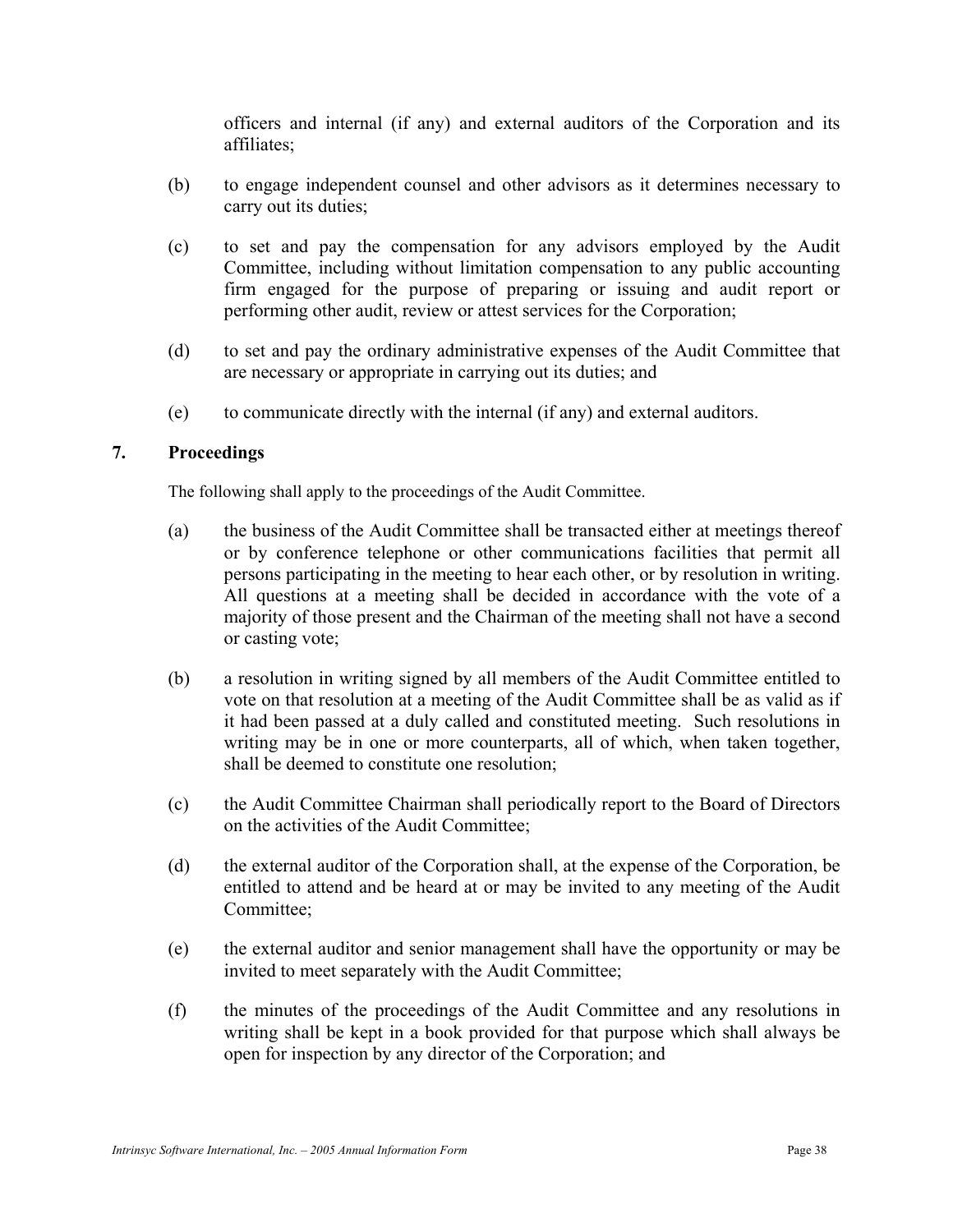officers and internal (if any) and external auditors of the Corporation and its affiliates;

(b) to engage independent counsel and other advisors as it determines necessary to carry out its duties;

(c) to set and pay the compensation for any advisors employed by the Audit Committee, including without limitation compensation to any public accounting firm engaged for the purpose of preparing or issuing and audit report or performing other audit, review or attest services for the Corporation;

(d) to set and pay the ordinary administrative expenses of the Audit Committee that are necessary or appropriate in carrying out its duties; and

(e) to communicate directly with the internal (if any) and external auditors.

## 7. Proceedings

The following shall apply to the proceedings of the Audit Committee.

(a) the business of the Audit Committee shall be transacted either at meetings thereof or by conference telephone or other communications facilities that permit all persons participating in the meeting to hear each other, or by resolution in writing. All questions at a meeting shall be decided in accordance with the vote of a majority of those present and the Chairman of the meeting shall not have a second or casting vote;

(b) a resolution in writing signed by all members of the Audit Committee entitled to vote on that resolution at a meeting of the Audit Committee shall be as valid as if it had been passed at a duly called and constituted meeting. Such resolutions in writing may be in one or more counterparts, all of which, when taken together, shall be deemed to constitute one resolution;

(c) the Audit Committee Chairman shall periodically report to the Board of Directors on the activities of the Audit Committee;

(d) the external auditor of the Corporation shall, at the expense of the Corporation, be entitled to attend and be heard at or may be invited to any meeting of the Audit Committee;

(e) the external auditor and senior management shall have the opportunity or may be invited to meet separately with the Audit Committee;

(f) the minutes of the proceedings of the Audit Committee and any resolutions in writing shall be kept in a book provided for that purpose which shall always be open for inspection by any director of the Corporation; and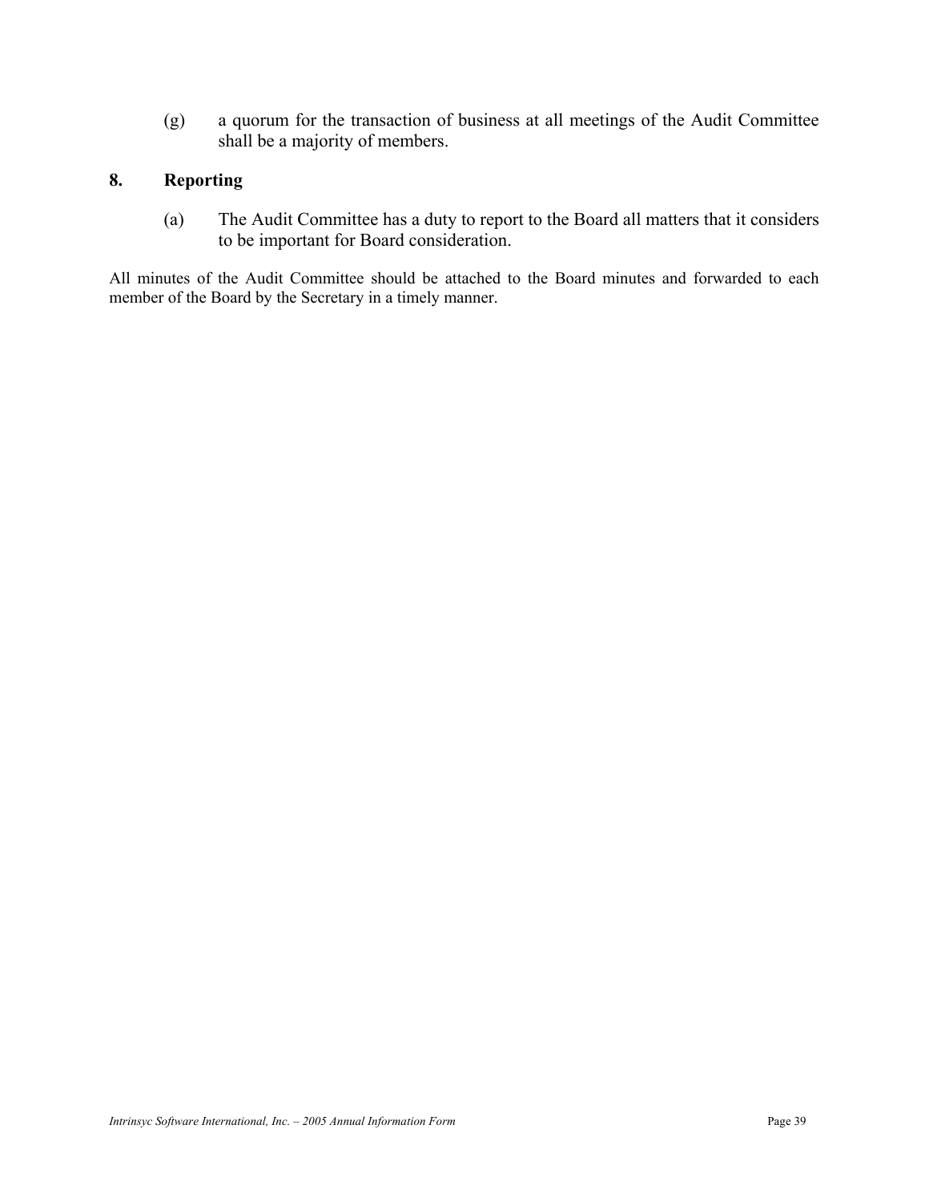(g) a quorum for the transaction of business at all meetings of the Audit Committee shall be a majority of members.

## 8. Reporting

(a) The Audit Committee has a duty to report to the Board all matters that it considers to be important for Board consideration.

All minutes of the Audit Committee should be attached to the Board minutes and forwarded to each member of the Board by the Secretary in a timely manner.